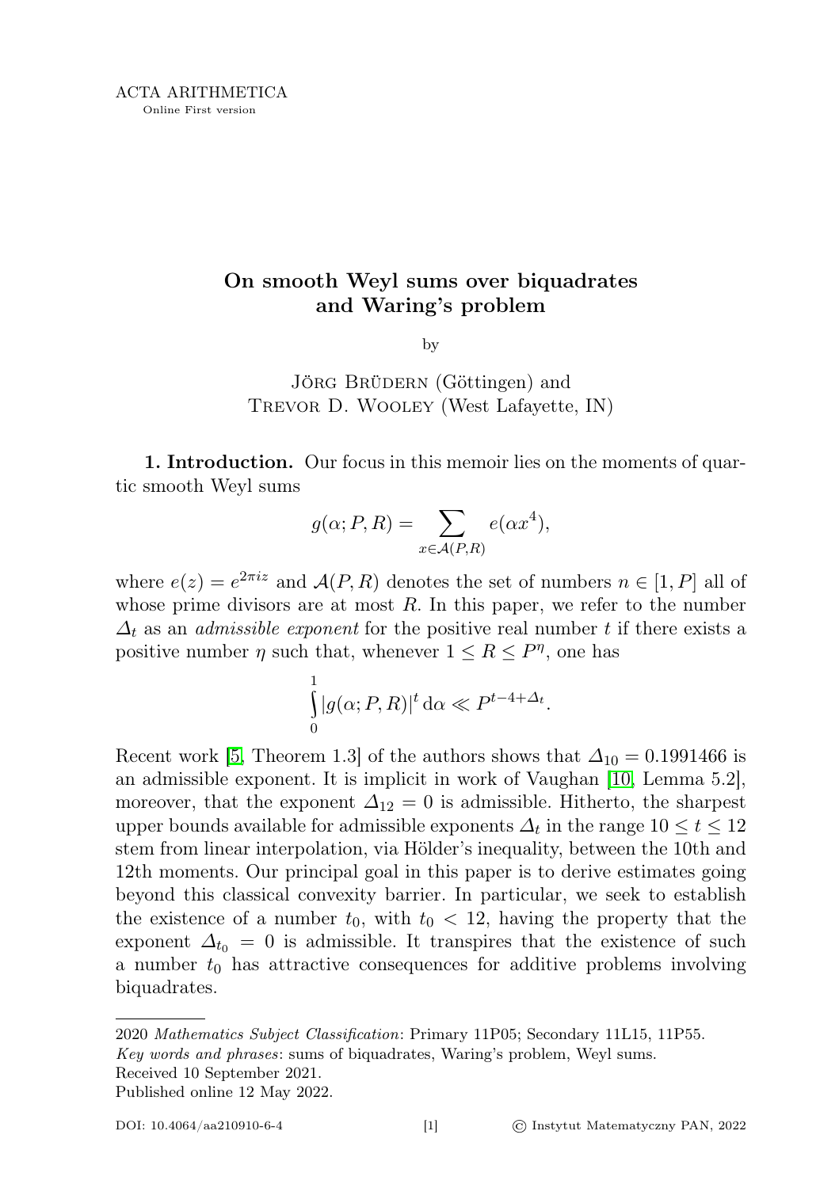ACTA ARITHMETICA

Online First version

# On smooth Weyl sums over biquadrates and Waring's problem

by

Jörg Brüdern (Göttingen) and
Trevor D. Wooley (West Lafayette, IN)

**1. Introduction.** Our focus in this memoir lies on the moments of quartic smooth Weyl sums

$$g(\alpha; P, R) = \sum_{x \in \mathcal{A}(P,R)} e(\alpha x^4),$$

where $e(z) = e^{2\pi i z}$ and $\mathcal{A}(P,R)$ denotes the set of numbers $n \in [1, P]$ all of whose prime divisors are at most $R$. In this paper, we refer to the number $\Delta_t$ as an *admissible exponent* for the positive real number $t$ if there exists a positive number $\eta$ such that, whenever $1 \le R \le P^\eta$, one has

$$\int_0^1 |g(\alpha; P, R)|^t \, \mathrm{d}\alpha \ll P^{t-4+\Delta_t}.$$

Recent work [5, Theorem 1.3] of the authors shows that $\Delta_{10} = 0.1991466$ is an admissible exponent. It is implicit in work of Vaughan [10, Lemma 5.2], moreover, that the exponent $\Delta_{12} = 0$ is admissible. Hitherto, the sharpest upper bounds available for admissible exponents $\Delta_t$ in the range $10 \le t \le 12$ stem from linear interpolation, via Hölder's inequality, between the 10th and 12th moments. Our principal goal in this paper is to derive estimates going beyond this classical convexity barrier. In particular, we seek to establish the existence of a number $t_0$, with $t_0 < 12$, having the property that the exponent $\Delta_{t_0} = 0$ is admissible. It transpires that the existence of such a number $t_0$ has attractive consequences for additive problems involving biquadrates.

---

2020 *Mathematics Subject Classification*: Primary 11P05; Secondary 11L15, 11P55.

*Key words and phrases*: sums of biquadrates, Waring's problem, Weyl sums.

Received 10 September 2021.

Published online 12 May 2022.

DOI: 10.4064/aa210910-6-4 © Instytut Matematyczny PAN, 2022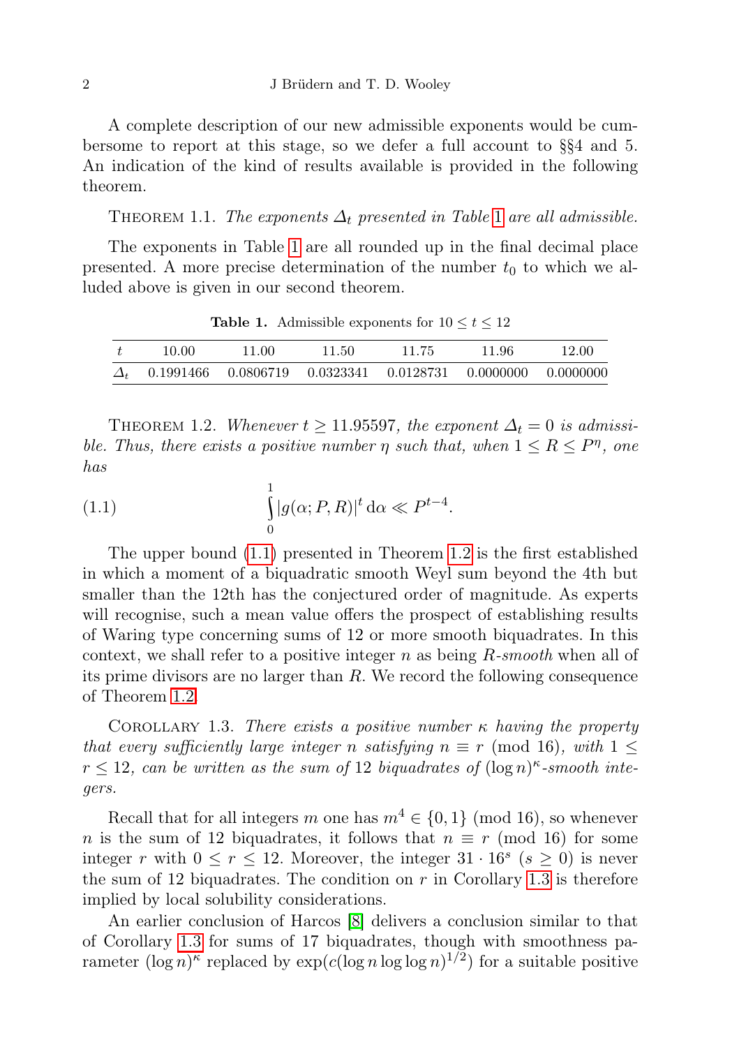A complete description of our new admissible exponents would be cumbersome to report at this stage, so we defer a full account to §§4 and 5. An indication of the kind of results available is provided in the following theorem.

Theorem 1.1. *The exponents $\Delta_t$ presented in Table 1 are all admissible.*

The exponents in Table 1 are all rounded up in the final decimal place presented. A more precise determination of the number $t_0$ to which we alluded above is given in our second theorem.

**Table 1.** Admissible exponents for $10 \le t \le 12$

| $t$ | 10.00 | 11.00 | 11.50 | 11.75 | 11.96 | 12.00 |
|---|---|---|---|---|---|---|
| $\Delta_t$ | 0.1991466 | 0.0806719 | 0.0323341 | 0.0128731 | 0.0000000 | 0.0000000 |

Theorem 1.2. *Whenever $t \ge 11.95597$, the exponent $\Delta_t = 0$ is admissible. Thus, there exists a positive number $\eta$ such that, when $1 \le R \le P^\eta$, one has*

$$\int_0^1 |g(\alpha; P, R)|^t \, d\alpha \ll P^{t-4}. \tag{1.1}$$

The upper bound (1.1) presented in Theorem 1.2 is the first established in which a moment of a biquadratic smooth Weyl sum beyond the 4th but smaller than the 12th has the conjectured order of magnitude. As experts will recognise, such a mean value offers the prospect of establishing results of Waring type concerning sums of 12 or more smooth biquadrates. In this context, we shall refer to a positive integer $n$ as being $R$*-smooth* when all of its prime divisors are no larger than $R$. We record the following consequence of Theorem 1.2.

Corollary 1.3. *There exists a positive number $\kappa$ having the property that every sufficiently large integer $n$ satisfying $n \equiv r \pmod{16}$, with $1 \le r \le 12$, can be written as the sum of 12 biquadrates of $(\log n)^\kappa$-smooth integers.*

Recall that for all integers $m$ one has $m^4 \in \{0, 1\} \pmod{16}$, so whenever $n$ is the sum of 12 biquadrates, it follows that $n \equiv r \pmod{16}$ for some integer $r$ with $0 \le r \le 12$. Moreover, the integer $31 \cdot 16^s$ $(s \ge 0)$ is never the sum of 12 biquadrates. The condition on $r$ in Corollary 1.3 is therefore implied by local solubility considerations.

An earlier conclusion of Harcos [8] delivers a conclusion similar to that of Corollary 1.3 for sums of 17 biquadrates, though with smoothness parameter $(\log n)^\kappa$ replaced by $\exp(c(\log n \log\log n)^{1/2})$ for a suitable positive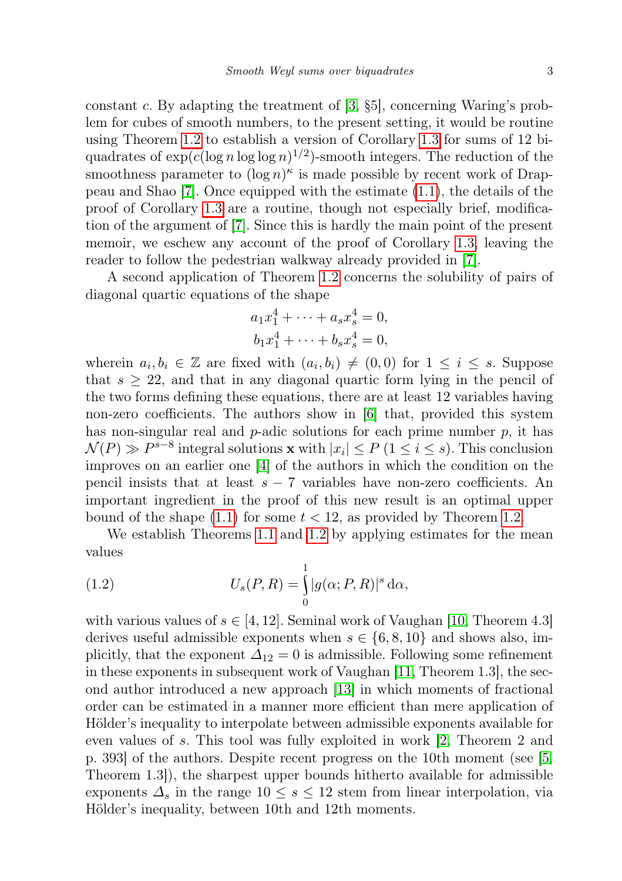constant $c$. By adapting the treatment of [3, §5], concerning Waring's problem for cubes of smooth numbers, to the present setting, it would be routine using Theorem 1.2 to establish a version of Corollary 1.3 for sums of 12 biquadrates of $\exp(c(\log n \log\log n)^{1/2})$-smooth integers. The reduction of the smoothness parameter to $(\log n)^\kappa$ is made possible by recent work of Drappeau and Shao [7]. Once equipped with the estimate (1.1), the details of the proof of Corollary 1.3 are a routine, though not especially brief, modification of the argument of [7]. Since this is hardly the main point of the present memoir, we eschew any account of the proof of Corollary 1.3, leaving the reader to follow the pedestrian walkway already provided in [7].

A second application of Theorem 1.2 concerns the solubility of pairs of diagonal quartic equations of the shape

$$\begin{aligned} a_1x_1^4 + \cdots + a_sx_s^4 &= 0, \\ b_1x_1^4 + \cdots + b_sx_s^4 &= 0, \end{aligned}$$

wherein $a_i, b_i \in \mathbb{Z}$ are fixed with $(a_i, b_i) \neq (0,0)$ for $1 \leq i \leq s$. Suppose that $s \geq 22$, and that in any diagonal quartic form lying in the pencil of the two forms defining these equations, there are at least 12 variables having non-zero coefficients. The authors show in [6] that, provided this system has non-singular real and $p$-adic solutions for each prime number $p$, it has $\mathcal{N}(P) \gg P^{s-8}$ integral solutions $\mathbf{x}$ with $|x_i| \leq P$ $(1 \leq i \leq s)$. This conclusion improves on an earlier one [4] of the authors in which the condition on the pencil insists that at least $s - 7$ variables have non-zero coefficients. An important ingredient in the proof of this new result is an optimal upper bound of the shape (1.1) for some $t < 12$, as provided by Theorem 1.2.

We establish Theorems 1.1 and 1.2 by applying estimates for the mean values

$$U_s(P,R) = \int_0^1 |g(\alpha; P, R)|^s \, \mathrm{d}\alpha, \tag{1.2}$$

with various values of $s \in [4, 12]$. Seminal work of Vaughan [10, Theorem 4.3] derives useful admissible exponents when $s \in \{6, 8, 10\}$ and shows also, implicitly, that the exponent $\Delta_{12} = 0$ is admissible. Following some refinement in these exponents in subsequent work of Vaughan [11, Theorem 1.3], the second author introduced a new approach [13] in which moments of fractional order can be estimated in a manner more efficient than mere application of Hölder's inequality to interpolate between admissible exponents available for even values of $s$. This tool was fully exploited in work [2, Theorem 2 and p. 393] of the authors. Despite recent progress on the 10th moment (see [5, Theorem 1.3]), the sharpest upper bounds hitherto available for admissible exponents $\Delta_s$ in the range $10 \leq s \leq 12$ stem from linear interpolation, via Hölder's inequality, between 10th and 12th moments.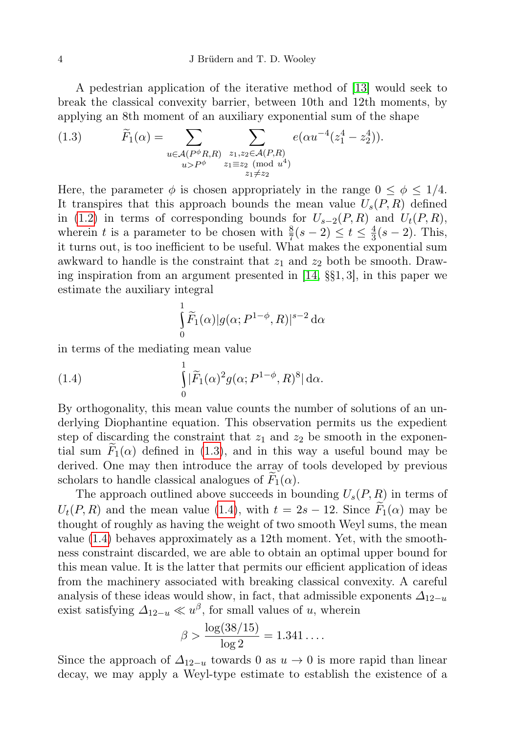A pedestrian application of the iterative method of [13] would seek to break the classical convexity barrier, between 10th and 12th moments, by applying an 8th moment of an auxiliary exponential sum of the shape

$$\widetilde{F}_1(\alpha)=\sum_{\substack{u\in\mathcal{A}(P^\phi R,R)\\ u>P^\phi}}\ \sum_{\substack{z_1,z_2\in\mathcal{A}(P,R)\\ z_1\equiv z_2\ (\mathrm{mod}\ u^4)\\ z_1\neq z_2}} e(\alpha u^{-4}(z_1^4-z_2^4)). \tag{1.3}$$

Here, the parameter $\phi$ is chosen appropriately in the range $0\le\phi\le 1/4$. It transpires that this approach bounds the mean value $U_s(P,R)$ defined in (1.2) in terms of corresponding bounds for $U_{s-2}(P,R)$ and $U_t(P,R)$, wherein $t$ is a parameter to be chosen with $\frac{8}{7}(s-2)\le t\le \frac{4}{3}(s-2)$. This, it turns out, is too inefficient to be useful. What makes the exponential sum awkward to handle is the constraint that $z_1$ and $z_2$ both be smooth. Drawing inspiration from an argument presented in [14, §§1, 3], in this paper we estimate the auxiliary integral

$$\int_0^1 \widetilde{F}_1(\alpha)|g(\alpha;P^{1-\phi},R)|^{s-2}\,\mathrm{d}\alpha$$

in terms of the mediating mean value

$$\int_0^1 |\widetilde{F}_1(\alpha)^2 g(\alpha;P^{1-\phi},R)^8|\,\mathrm{d}\alpha. \tag{1.4}$$

By orthogonality, this mean value counts the number of solutions of an underlying Diophantine equation. This observation permits us the expedient step of discarding the constraint that $z_1$ and $z_2$ be smooth in the exponential sum $\widetilde{F}_1(\alpha)$ defined in (1.3), and in this way a useful bound may be derived. One may then introduce the array of tools developed by previous scholars to handle classical analogues of $\widetilde{F}_1(\alpha)$.

The approach outlined above succeeds in bounding $U_s(P,R)$ in terms of $U_t(P,R)$ and the mean value (1.4), with $t=2s-12$. Since $\widetilde{F}_1(\alpha)$ may be thought of roughly as having the weight of two smooth Weyl sums, the mean value (1.4) behaves approximately as a 12th moment. Yet, with the smoothness constraint discarded, we are able to obtain an optimal upper bound for this mean value. It is the latter that permits our efficient application of ideas from the machinery associated with breaking classical convexity. A careful analysis of these ideas would show, in fact, that admissible exponents $\varDelta_{12-u}$ exist satisfying $\varDelta_{12-u}\ll u^\beta$, for small values of $u$, wherein

$$\beta>\frac{\log(38/15)}{\log 2}=1.341\ldots.$$

Since the approach of $\varDelta_{12-u}$ towards 0 as $u\to 0$ is more rapid than linear decay, we may apply a Weyl-type estimate to establish the existence of a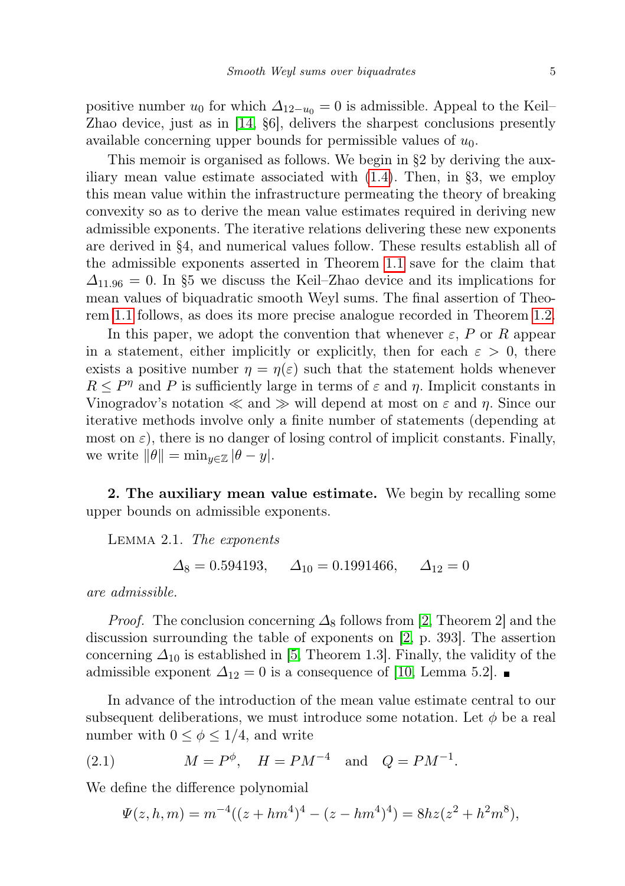positive number $u_0$ for which $\Delta_{12-u_0} = 0$ is admissible. Appeal to the Keil–Zhao device, just as in [14, §6], delivers the sharpest conclusions presently available concerning upper bounds for permissible values of $u_0$.

This memoir is organised as follows. We begin in §2 by deriving the auxiliary mean value estimate associated with (1.4). Then, in §3, we employ this mean value within the infrastructure permeating the theory of breaking convexity so as to derive the mean value estimates required in deriving new admissible exponents. The iterative relations delivering these new exponents are derived in §4, and numerical values follow. These results establish all of the admissible exponents asserted in Theorem 1.1 save for the claim that $\Delta_{11.96} = 0$. In §5 we discuss the Keil–Zhao device and its implications for mean values of biquadratic smooth Weyl sums. The final assertion of Theorem 1.1 follows, as does its more precise analogue recorded in Theorem 1.2.

In this paper, we adopt the convention that whenever $\varepsilon$, $P$ or $R$ appear in a statement, either implicitly or explicitly, then for each $\varepsilon > 0$, there exists a positive number $\eta = \eta(\varepsilon)$ such that the statement holds whenever $R \le P^\eta$ and $P$ is sufficiently large in terms of $\varepsilon$ and $\eta$. Implicit constants in Vinogradov's notation $\ll$ and $\gg$ will depend at most on $\varepsilon$ and $\eta$. Since our iterative methods involve only a finite number of statements (depending at most on $\varepsilon$), there is no danger of losing control of implicit constants. Finally, we write $\|\theta\| = \min_{y\in\mathbb{Z}} |\theta - y|$.

## 2. The auxiliary mean value estimate.

We begin by recalling some upper bounds on admissible exponents.

Lemma 2.1. *The exponents*

$$\Delta_8 = 0.594193, \qquad \Delta_{10} = 0.1991466, \qquad \Delta_{12} = 0$$

*are admissible.*

*Proof.* The conclusion concerning $\Delta_8$ follows from [2, Theorem 2] and the discussion surrounding the table of exponents on [2, p. 393]. The assertion concerning $\Delta_{10}$ is established in [5, Theorem 1.3]. Finally, the validity of the admissible exponent $\Delta_{12} = 0$ is a consequence of [10, Lemma 5.2]. ∎

In advance of the introduction of the mean value estimate central to our subsequent deliberations, we must introduce some notation. Let $\phi$ be a real number with $0 \le \phi \le 1/4$, and write

$$M = P^\phi, \quad H = PM^{-4} \quad \text{and} \quad Q = PM^{-1}. \tag{2.1}$$

We define the difference polynomial

$$\Psi(z, h, m) = m^{-4}((z + hm^4)^4 - (z - hm^4)^4) = 8hz(z^2 + h^2m^8),$$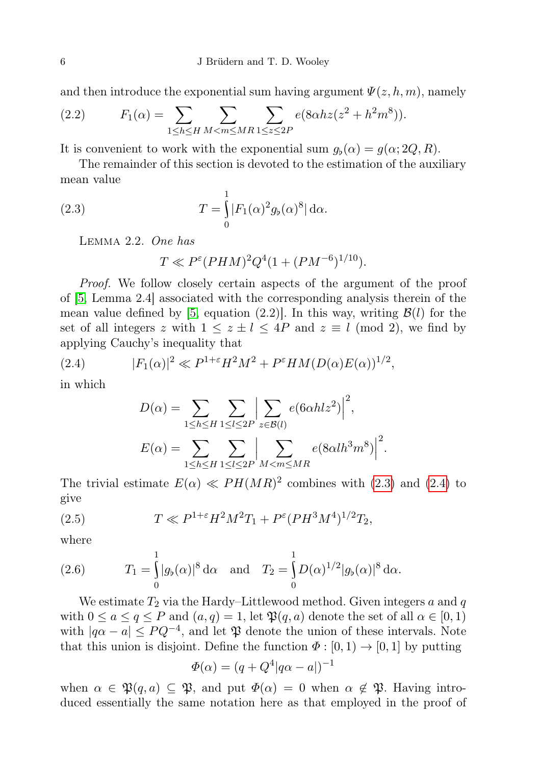and then introduce the exponential sum having argument $\Psi(z,h,m)$, namely

$$F_1(\alpha)=\sum_{1\le h\le H}\sum_{M<m\le MR}\sum_{1\le z\le 2P} e(8\alpha hz(z^2+h^2m^8)). \tag{2.2}$$

It is convenient to work with the exponential sum $g_\flat(\alpha)=g(\alpha;2Q,R)$.

The remainder of this section is devoted to the estimation of the auxiliary mean value

$$T=\int_0^1 |F_1(\alpha)^2 g_\flat(\alpha)^8|\,\mathrm{d}\alpha. \tag{2.3}$$

Lemma 2.2. *One has*

$$T\ll P^\varepsilon (PHM)^2Q^4(1+(PM^{-6})^{1/10}).$$

*Proof.* We follow closely certain aspects of the argument of the proof of [5, Lemma 2.4] associated with the corresponding analysis therein of the mean value defined by [5, equation (2.2)]. In this way, writing $\mathcal{B}(l)$ for the set of all integers $z$ with $1\le z\pm l\le 4P$ and $z\equiv l \pmod 2$, we find by applying Cauchy's inequality that

$$|F_1(\alpha)|^2\ll P^{1+\varepsilon}H^2M^2+P^\varepsilon HM(D(\alpha)E(\alpha))^{1/2}, \tag{2.4}$$

in which

$$D(\alpha)=\sum_{1\le h\le H}\sum_{1\le l\le 2P}\Big|\sum_{z\in\mathcal{B}(l)} e(6\alpha hlz^2)\Big|^2,$$

$$E(\alpha)=\sum_{1\le h\le H}\sum_{1\le l\le 2P}\Big|\sum_{M<m\le MR} e(8\alpha lh^3m^8)\Big|^2.$$

The trivial estimate $E(\alpha)\ll PH(MR)^2$ combines with (2.3) and (2.4) to give

$$T\ll P^{1+\varepsilon}H^2M^2T_1+P^\varepsilon(PH^3M^4)^{1/2}T_2, \tag{2.5}$$

where

$$T_1=\int_0^1 |g_\flat(\alpha)|^8\,\mathrm{d}\alpha \quad\text{and}\quad T_2=\int_0^1 D(\alpha)^{1/2}|g_\flat(\alpha)|^8\,\mathrm{d}\alpha. \tag{2.6}$$

We estimate $T_2$ via the Hardy–Littlewood method. Given integers $a$ and $q$ with $0\le a\le q\le P$ and $(a,q)=1$, let $\mathfrak{P}(q,a)$ denote the set of all $\alpha\in[0,1)$ with $|q\alpha-a|\le PQ^{-4}$, and let $\mathfrak{P}$ denote the union of these intervals. Note that this union is disjoint. Define the function $\Phi:[0,1)\to[0,1]$ by putting

$$\Phi(\alpha)=(q+Q^4|q\alpha-a|)^{-1}$$

when $\alpha\in\mathfrak{P}(q,a)\subseteq\mathfrak{P}$, and put $\Phi(\alpha)=0$ when $\alpha\notin\mathfrak{P}$. Having introduced essentially the same notation here as that employed in the proof of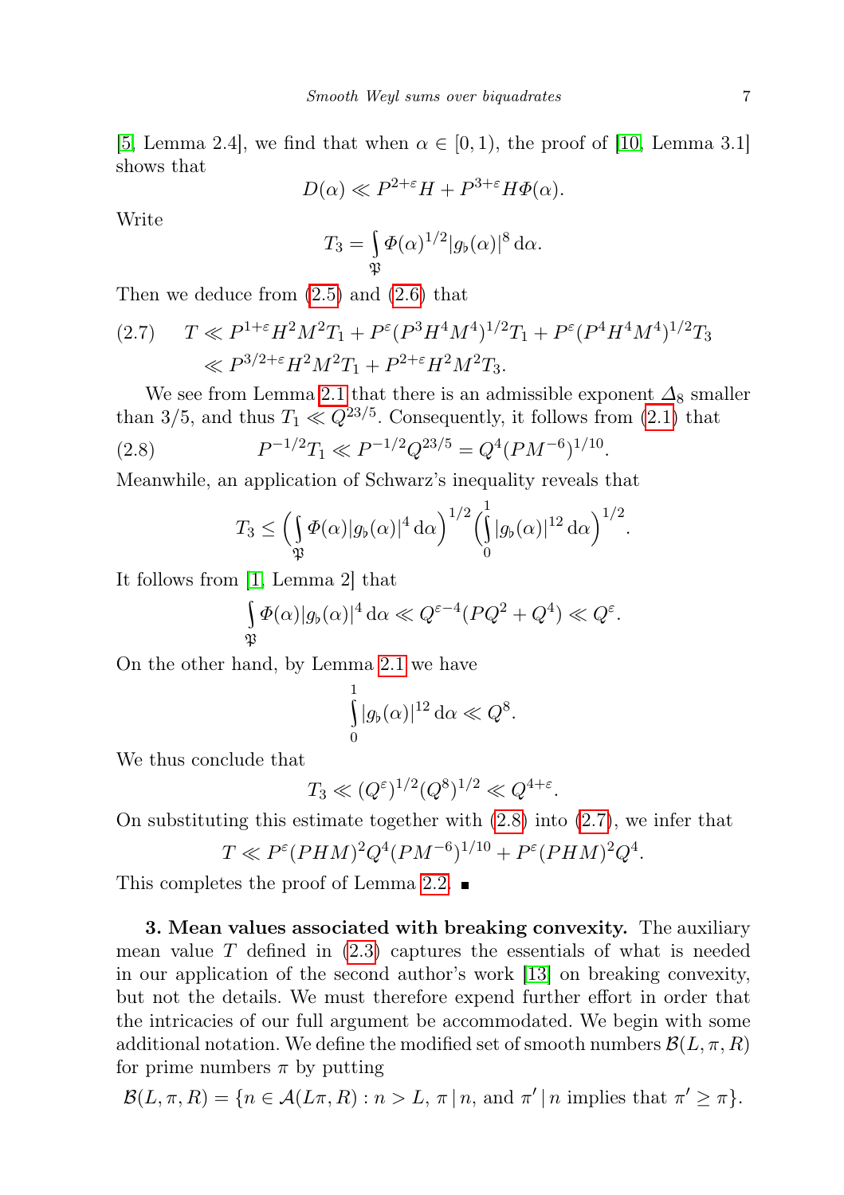[5, Lemma 2.4], we find that when $\alpha \in [0,1)$, the proof of [10, Lemma 3.1] shows that

$$D(\alpha) \ll P^{2+\varepsilon}H + P^{3+\varepsilon}H\Phi(\alpha).$$

Write

$$T_3 = \int_{\mathfrak{P}} \Phi(\alpha)^{1/2}|g_\flat(\alpha)|^8 \,\mathrm{d}\alpha.$$

Then we deduce from (2.5) and (2.6) that

$$\begin{aligned} T &\ll P^{1+\varepsilon}H^2M^2T_1 + P^{\varepsilon}(P^3H^4M^4)^{1/2}T_1 + P^{\varepsilon}(P^4H^4M^4)^{1/2}T_3 \\ &\ll P^{3/2+\varepsilon}H^2M^2T_1 + P^{2+\varepsilon}H^2M^2T_3. \end{aligned} \tag{2.7}$$

We see from Lemma 2.1 that there is an admissible exponent $\Delta_8$ smaller than $3/5$, and thus $T_1 \ll Q^{23/5}$. Consequently, it follows from (2.1) that

$$P^{-1/2}T_1 \ll P^{-1/2}Q^{23/5} = Q^4(PM^{-6})^{1/10}. \tag{2.8}$$

Meanwhile, an application of Schwarz's inequality reveals that

$$T_3 \le \Big(\int_{\mathfrak{P}} \Phi(\alpha)|g_\flat(\alpha)|^4 \,\mathrm{d}\alpha\Big)^{1/2}\Big(\int_0^1 |g_\flat(\alpha)|^{12} \,\mathrm{d}\alpha\Big)^{1/2}.$$

It follows from [1, Lemma 2] that

$$\int_{\mathfrak{P}} \Phi(\alpha)|g_\flat(\alpha)|^4 \,\mathrm{d}\alpha \ll Q^{\varepsilon-4}(PQ^2 + Q^4) \ll Q^{\varepsilon}.$$

On the other hand, by Lemma 2.1 we have

$$\int_0^1 |g_\flat(\alpha)|^{12} \,\mathrm{d}\alpha \ll Q^8.$$

We thus conclude that

$$T_3 \ll (Q^{\varepsilon})^{1/2}(Q^8)^{1/2} \ll Q^{4+\varepsilon}.$$

On substituting this estimate together with (2.8) into (2.7), we infer that

$$T \ll P^{\varepsilon}(PHM)^2Q^4(PM^{-6})^{1/10} + P^{\varepsilon}(PHM)^2Q^4.$$

This completes the proof of Lemma 2.2. ∎

**3. Mean values associated with breaking convexity.** The auxiliary mean value $T$ defined in (2.3) captures the essentials of what is needed in our application of the second author's work [13] on breaking convexity, but not the details. We must therefore expend further effort in order that the intricacies of our full argument be accommodated. We begin with some additional notation. We define the modified set of smooth numbers $\mathcal{B}(L,\pi,R)$ for prime numbers $\pi$ by putting

$$\mathcal{B}(L,\pi,R) = \{n \in \mathcal{A}(L\pi,R) : n > L,\ \pi \mid n, \text{ and } \pi' \mid n \text{ implies that } \pi' \ge \pi\}.$$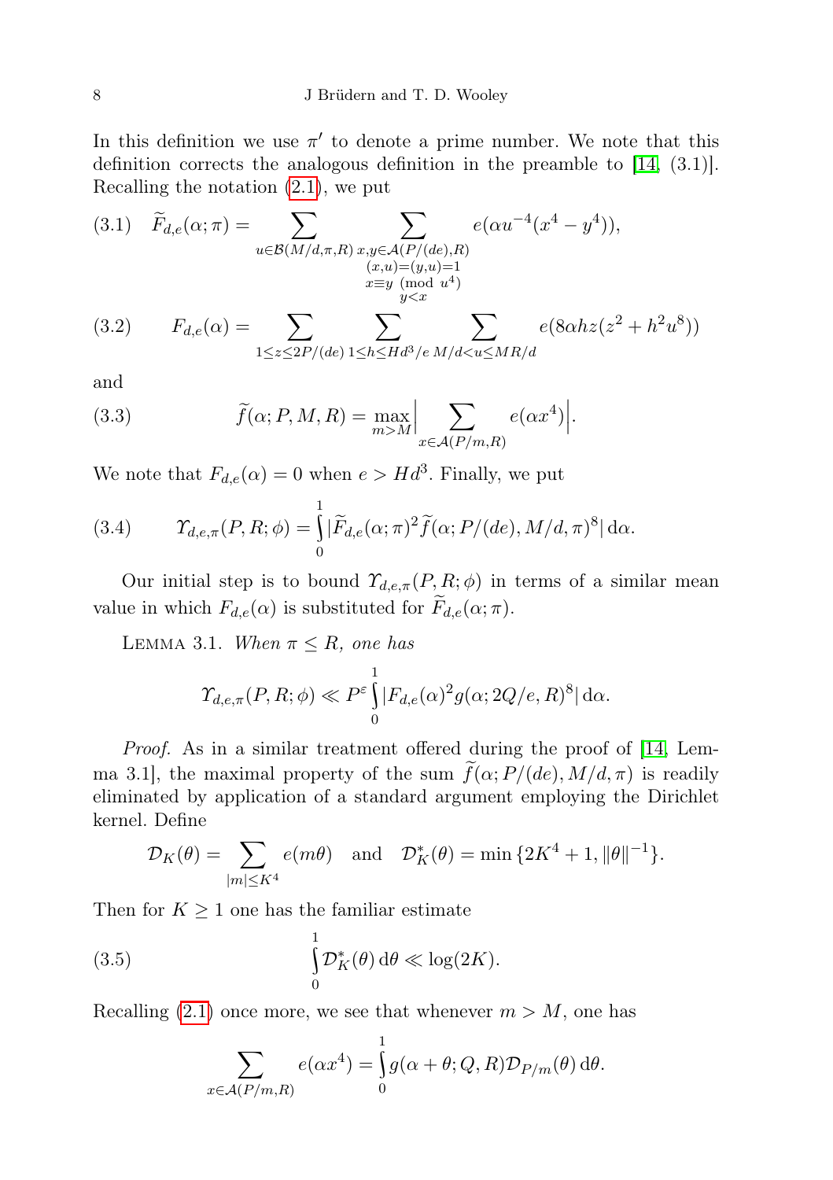In this definition we use $\pi'$ to denote a prime number. We note that this definition corrects the analogous definition in the preamble to [14, (3.1)]. Recalling the notation (2.1), we put

$$\widetilde{F}_{d,e}(\alpha;\pi) = \sum_{u\in\mathcal{B}(M/d,\pi,R)} \sum_{\substack{x,y\in\mathcal{A}(P/(de),R)\\ (x,u)=(y,u)=1\\ x\equiv y \pmod{u^4}\\ y<x}} e(\alpha u^{-4}(x^4-y^4)), \tag{3.1}$$

$$F_{d,e}(\alpha) = \sum_{1\le z\le 2P/(de)} \sum_{1\le h\le Hd^3/e} \sum_{M/d<u\le MR/d} e(8\alpha hz(z^2+h^2u^8)) \tag{3.2}$$

and

$$\widetilde{f}(\alpha;P,M,R) = \max_{m>M}\Big|\sum_{x\in\mathcal{A}(P/m,R)} e(\alpha x^4)\Big|. \tag{3.3}$$

We note that $F_{d,e}(\alpha)=0$ when $e>Hd^3$. Finally, we put

$$\Upsilon_{d,e,\pi}(P,R;\phi) = \int_0^1 |\widetilde{F}_{d,e}(\alpha;\pi)^2 \widetilde{f}(\alpha;P/(de),M/d,\pi)^8|\,\mathrm{d}\alpha. \tag{3.4}$$

Our initial step is to bound $\Upsilon_{d,e,\pi}(P,R;\phi)$ in terms of a similar mean value in which $F_{d,e}(\alpha)$ is substituted for $\widetilde{F}_{d,e}(\alpha;\pi)$.

Lemma 3.1. *When $\pi\le R$, one has*

$$\Upsilon_{d,e,\pi}(P,R;\phi) \ll P^{\varepsilon}\int_0^1 |F_{d,e}(\alpha)^2 g(\alpha;2Q/e,R)^8|\,\mathrm{d}\alpha.$$

*Proof.* As in a similar treatment offered during the proof of [14, Lemma 3.1], the maximal property of the sum $\widetilde{f}(\alpha;P/(de),M/d,\pi)$ is readily eliminated by application of a standard argument employing the Dirichlet kernel. Define

$$\mathcal{D}_K(\theta) = \sum_{|m|\le K^4} e(m\theta) \quad\text{and}\quad \mathcal{D}_K^*(\theta) = \min\{2K^4+1, \|\theta\|^{-1}\}.$$

Then for $K\ge 1$ one has the familiar estimate

$$\int_0^1 \mathcal{D}_K^*(\theta)\,\mathrm{d}\theta \ll \log(2K). \tag{3.5}$$

Recalling (2.1) once more, we see that whenever $m>M$, one has

$$\sum_{x\in\mathcal{A}(P/m,R)} e(\alpha x^4) = \int_0^1 g(\alpha+\theta;Q,R)\mathcal{D}_{P/m}(\theta)\,\mathrm{d}\theta.$$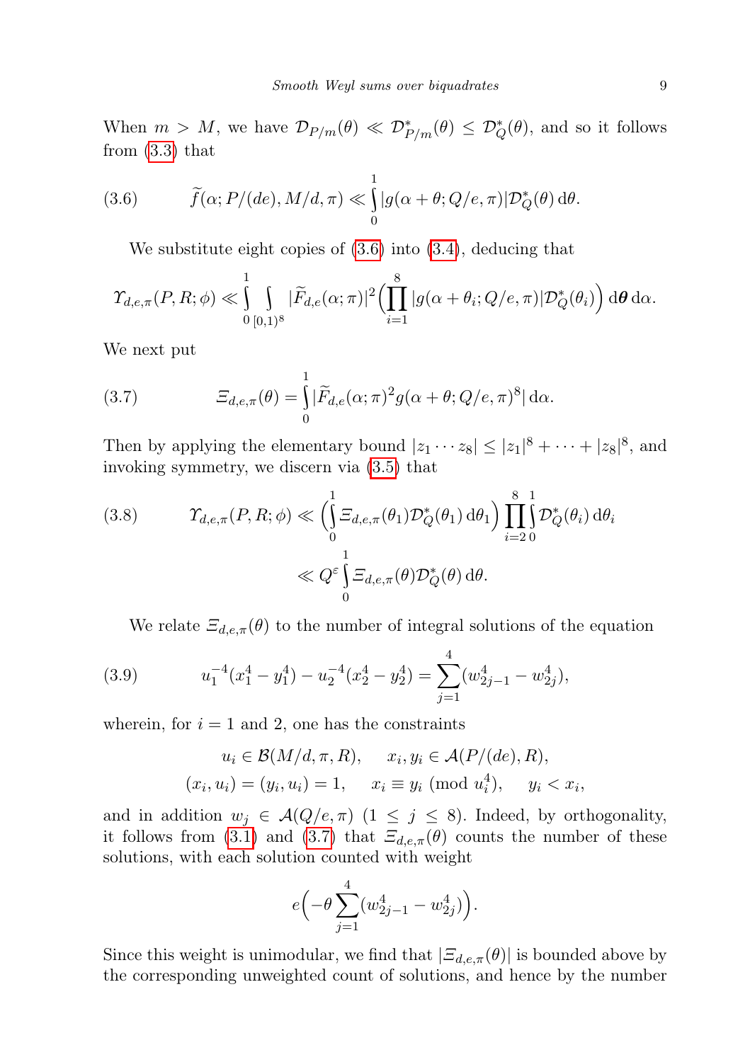When $m > M$, we have $\mathcal{D}_{P/m}(\theta) \ll \mathcal{D}^*_{P/m}(\theta) \le \mathcal{D}^*_Q(\theta)$, and so it follows from (3.3) that

$$\widetilde{f}(\alpha; P/(de), M/d, \pi) \ll \int_0^1 |g(\alpha+\theta; Q/e, \pi)| \mathcal{D}^*_Q(\theta)\, \mathrm{d}\theta. \tag{3.6}$$

We substitute eight copies of (3.6) into (3.4), deducing that

$$\Upsilon_{d,e,\pi}(P,R;\phi) \ll \int_0^1 \int_{[0,1)^8} |\widetilde{F}_{d,e}(\alpha;\pi)|^2 \Big( \prod_{i=1}^8 |g(\alpha+\theta_i; Q/e, \pi)| \mathcal{D}^*_Q(\theta_i) \Big)\, \mathrm{d}\boldsymbol{\theta}\, \mathrm{d}\alpha.$$

We next put

$$\Xi_{d,e,\pi}(\theta) = \int_0^1 |\widetilde{F}_{d,e}(\alpha;\pi)^2 g(\alpha+\theta; Q/e, \pi)^8|\, \mathrm{d}\alpha. \tag{3.7}$$

Then by applying the elementary bound $|z_1 \cdots z_8| \le |z_1|^8 + \cdots + |z_8|^8$, and invoking symmetry, we discern via (3.5) that

$$\begin{aligned} \Upsilon_{d,e,\pi}(P,R;\phi) &\ll \Big( \int_0^1 \Xi_{d,e,\pi}(\theta_1) \mathcal{D}^*_Q(\theta_1)\, \mathrm{d}\theta_1 \Big) \prod_{i=2}^8 \int_0^1 \mathcal{D}^*_Q(\theta_i)\, \mathrm{d}\theta_i \\ &\ll Q^\varepsilon \int_0^1 \Xi_{d,e,\pi}(\theta) \mathcal{D}^*_Q(\theta)\, \mathrm{d}\theta. \end{aligned} \tag{3.8}$$

We relate $\Xi_{d,e,\pi}(\theta)$ to the number of integral solutions of the equation

$$u_1^{-4}(x_1^4 - y_1^4) - u_2^{-4}(x_2^4 - y_2^4) = \sum_{j=1}^4 (w_{2j-1}^4 - w_{2j}^4), \tag{3.9}$$

wherein, for $i = 1$ and $2$, one has the constraints

$$\begin{gathered} u_i \in \mathcal{B}(M/d, \pi, R), \qquad x_i, y_i \in \mathcal{A}(P/(de), R), \\ (x_i, u_i) = (y_i, u_i) = 1, \qquad x_i \equiv y_i \ (\mathrm{mod}\ u_i^4), \qquad y_i < x_i, \end{gathered}$$

and in addition $w_j \in \mathcal{A}(Q/e, \pi)$ $(1 \le j \le 8)$. Indeed, by orthogonality, it follows from (3.1) and (3.7) that $\Xi_{d,e,\pi}(\theta)$ counts the number of these solutions, with each solution counted with weight

$$e\Big( -\theta \sum_{j=1}^4 (w_{2j-1}^4 - w_{2j}^4) \Big).$$

Since this weight is unimodular, we find that $|\Xi_{d,e,\pi}(\theta)|$ is bounded above by the corresponding unweighted count of solutions, and hence by the number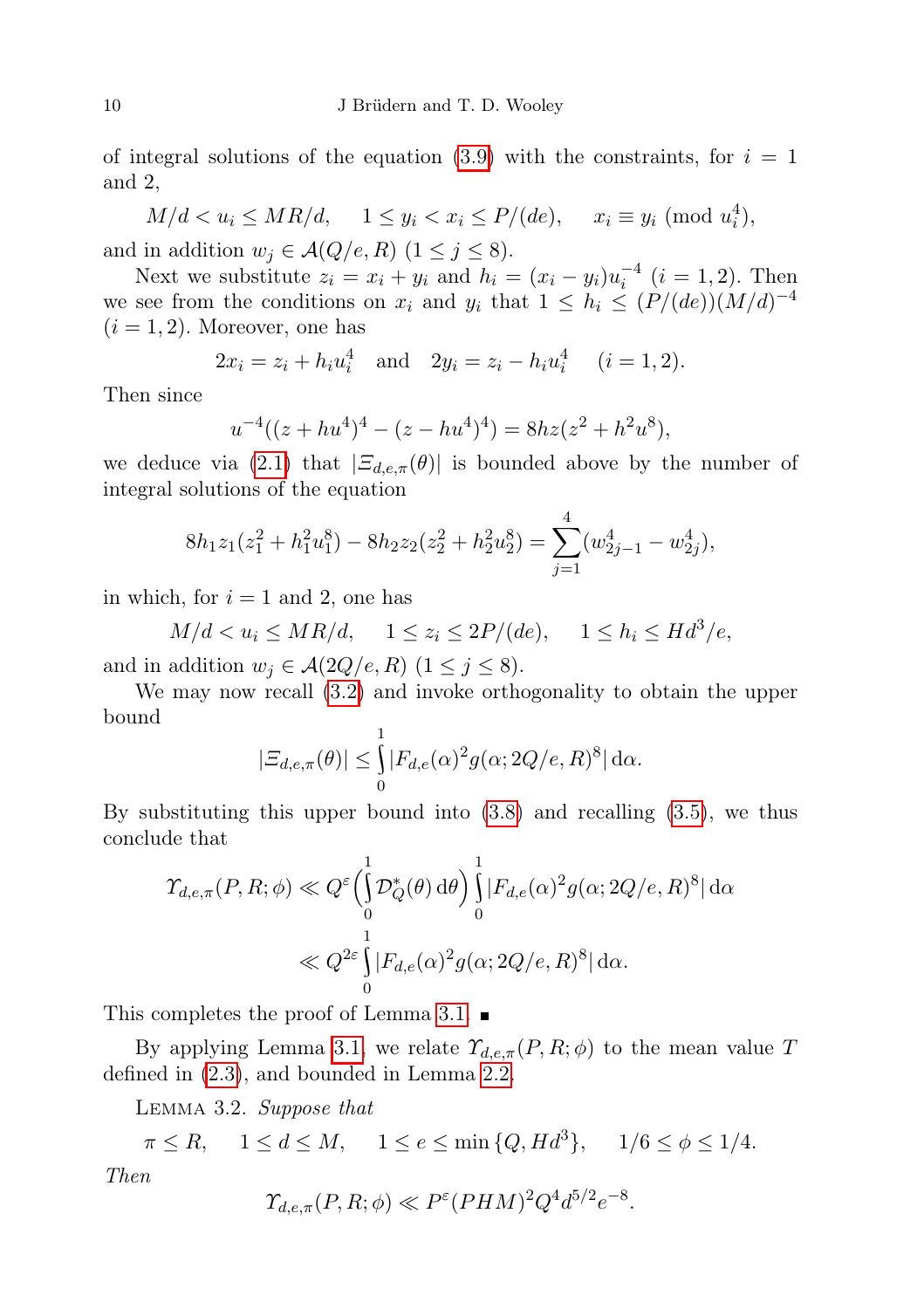of integral solutions of the equation (3.9) with the constraints, for $i = 1$ and 2,

$$M/d < u_i \le MR/d, \quad 1 \le y_i < x_i \le P/(de), \quad x_i \equiv y_i \pmod{u_i^4},$$

and in addition $w_j \in \mathcal{A}(Q/e, R)$ $(1 \le j \le 8)$.

Next we substitute $z_i = x_i + y_i$ and $h_i = (x_i - y_i)u_i^{-4}$ $(i = 1, 2)$. Then we see from the conditions on $x_i$ and $y_i$ that $1 \le h_i \le (P/(de))(M/d)^{-4}$ $(i = 1, 2)$. Moreover, one has

$$2x_i = z_i + h_i u_i^4 \quad \text{and} \quad 2y_i = z_i - h_i u_i^4 \quad (i = 1, 2).$$

Then since

$$u^{-4}((z + hu^4)^4 - (z - hu^4)^4) = 8hz(z^2 + h^2u^8),$$

we deduce via (2.1) that $|\Xi_{d,e,\pi}(\theta)|$ is bounded above by the number of integral solutions of the equation

$$8h_1z_1(z_1^2 + h_1^2u_1^8) - 8h_2z_2(z_2^2 + h_2^2u_2^8) = \sum_{j=1}^{4}(w_{2j-1}^4 - w_{2j}^4),$$

in which, for $i = 1$ and 2, one has

$$M/d < u_i \le MR/d, \quad 1 \le z_i \le 2P/(de), \quad 1 \le h_i \le Hd^3/e,$$

and in addition $w_j \in \mathcal{A}(2Q/e, R)$ $(1 \le j \le 8)$.

We may now recall (3.2) and invoke orthogonality to obtain the upper bound

$$|\Xi_{d,e,\pi}(\theta)| \le \int_0^1 |F_{d,e}(\alpha)^2 g(\alpha; 2Q/e, R)^8| \, \mathrm{d}\alpha.$$

By substituting this upper bound into (3.8) and recalling (3.5), we thus conclude that

$$\begin{aligned}\Upsilon_{d,e,\pi}(P, R; \phi) &\ll Q^\varepsilon \Big(\int_0^1 \mathcal{D}_Q^*(\theta)\, \mathrm{d}\theta\Big) \int_0^1 |F_{d,e}(\alpha)^2 g(\alpha; 2Q/e, R)^8| \, \mathrm{d}\alpha \\ &\ll Q^{2\varepsilon} \int_0^1 |F_{d,e}(\alpha)^2 g(\alpha; 2Q/e, R)^8| \, \mathrm{d}\alpha.\end{aligned}$$

This completes the proof of Lemma 3.1. ∎

By applying Lemma 3.1, we relate $\Upsilon_{d,e,\pi}(P, R; \phi)$ to the mean value $T$ defined in (2.3), and bounded in Lemma 2.2.

Lemma 3.2. *Suppose that*

$$\pi \le R, \quad 1 \le d \le M, \quad 1 \le e \le \min\{Q, Hd^3\}, \quad 1/6 \le \phi \le 1/4.$$

*Then*

$$\Upsilon_{d,e,\pi}(P, R; \phi) \ll P^\varepsilon (PHM)^2 Q^4 d^{5/2} e^{-8}.$$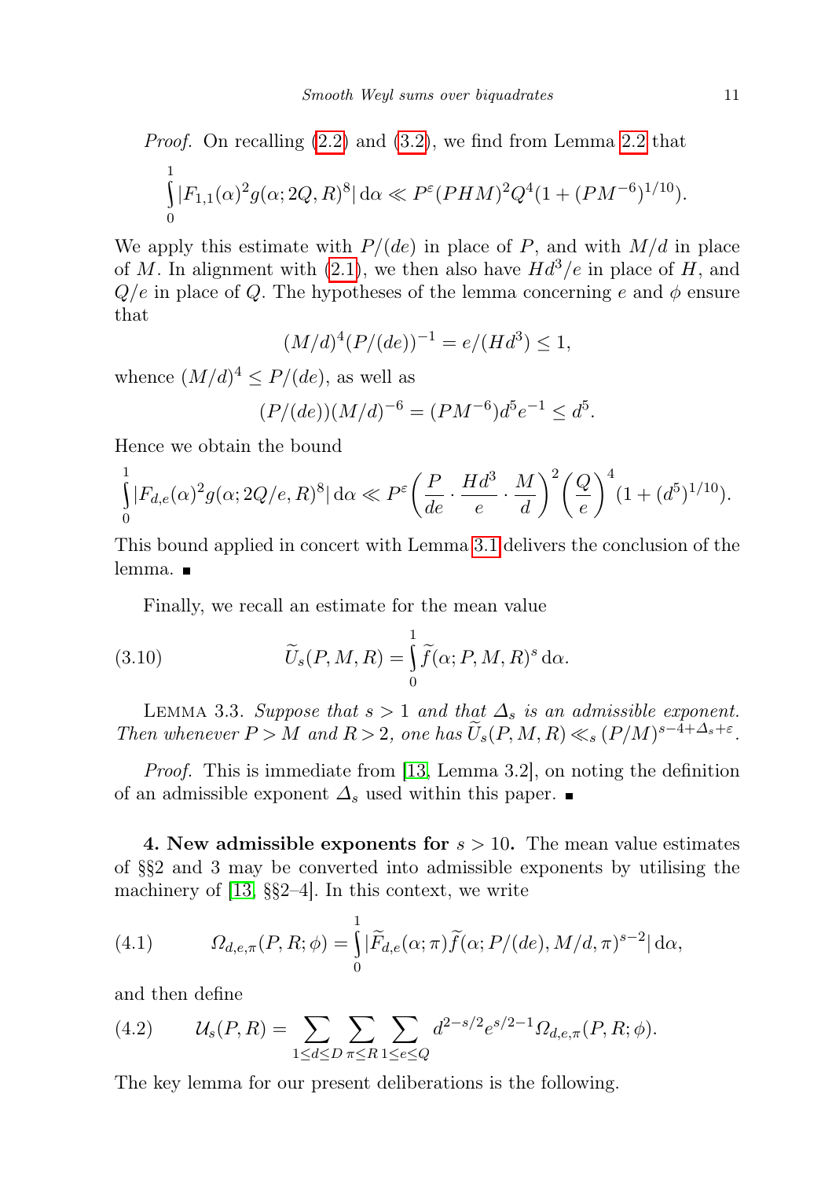*Proof.* On recalling (2.2) and (3.2), we find from Lemma 2.2 that

$$\int_0^1 |F_{1,1}(\alpha)^2 g(\alpha;2Q,R)^8|\,\mathrm{d}\alpha \ll P^\varepsilon (PHM)^2 Q^4 (1+(PM^{-6})^{1/10}).$$

We apply this estimate with $P/(de)$ in place of $P$, and with $M/d$ in place of $M$. In alignment with (2.1), we then also have $Hd^3/e$ in place of $H$, and $Q/e$ in place of $Q$. The hypotheses of the lemma concerning $e$ and $\phi$ ensure that

$$(M/d)^4 (P/(de))^{-1} = e/(Hd^3) \le 1,$$

whence $(M/d)^4 \le P/(de)$, as well as

$$(P/(de))(M/d)^{-6} = (PM^{-6})d^5 e^{-1} \le d^5.$$

Hence we obtain the bound

$$\int_0^1 |F_{d,e}(\alpha)^2 g(\alpha;2Q/e,R)^8|\,\mathrm{d}\alpha \ll P^\varepsilon \left(\frac{P}{de}\cdot\frac{Hd^3}{e}\cdot\frac{M}{d}\right)^2 \left(\frac{Q}{e}\right)^4 (1+(d^5)^{1/10}).$$

This bound applied in concert with Lemma 3.1 delivers the conclusion of the lemma. ■

Finally, we recall an estimate for the mean value

$$\widetilde{U}_s(P,M,R) = \int_0^1 \widetilde{f}(\alpha;P,M,R)^s\,\mathrm{d}\alpha. \tag{3.10}$$

LEMMA 3.3. *Suppose that $s>1$ and that $\Delta_s$ is an admissible exponent. Then whenever $P>M$ and $R>2$, one has $\widetilde{U}_s(P,M,R) \ll_s (P/M)^{s-4+\Delta_s+\varepsilon}$.*

*Proof.* This is immediate from [13, Lemma 3.2], on noting the definition of an admissible exponent $\Delta_s$ used within this paper. ■

**4. New admissible exponents for $s>10$.** The mean value estimates of §§2 and 3 may be converted into admissible exponents by utilising the machinery of [13, §§2–4]. In this context, we write

$$\Omega_{d,e,\pi}(P,R;\phi) = \int_0^1 |\widetilde{F}_{d,e}(\alpha;\pi)\widetilde{f}(\alpha;P/(de),M/d,\pi)^{s-2}|\,\mathrm{d}\alpha, \tag{4.1}$$

and then define

$$\mathcal{U}_s(P,R) = \sum_{1\le d\le D}\sum_{\pi\le R}\sum_{1\le e\le Q} d^{2-s/2}e^{s/2-1}\Omega_{d,e,\pi}(P,R;\phi). \tag{4.2}$$

The key lemma for our present deliberations is the following.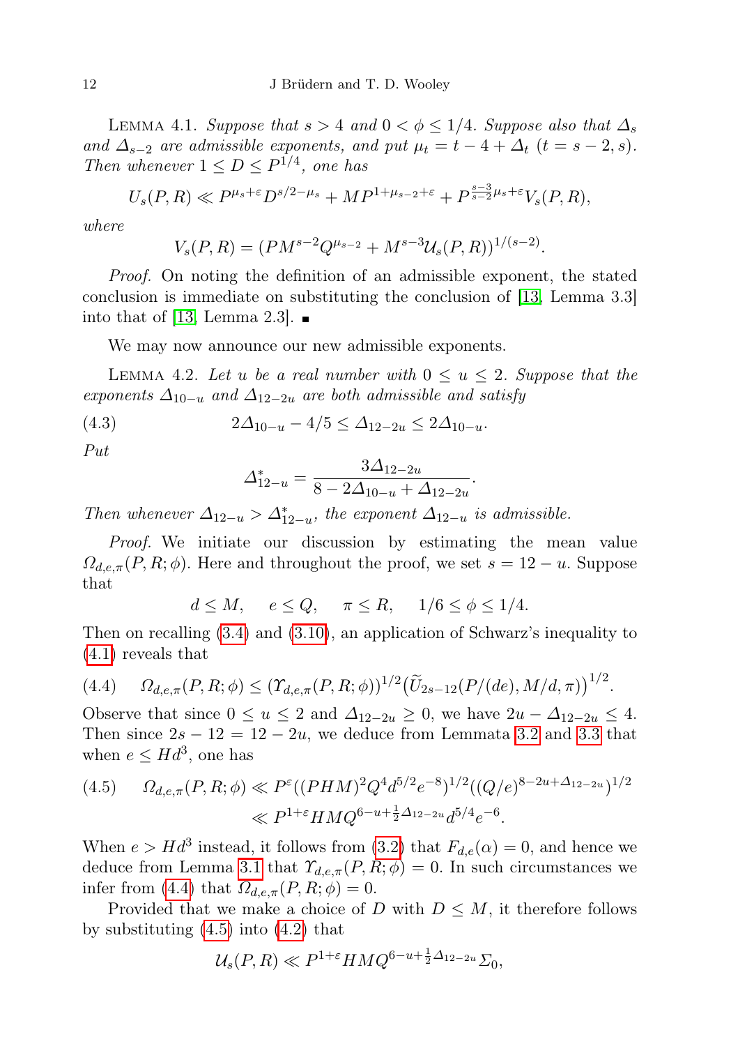Lemma 4.1. *Suppose that $s > 4$ and $0 < \phi \le 1/4$. Suppose also that $\Delta_s$ and $\Delta_{s-2}$ are admissible exponents, and put $\mu_t = t - 4 + \Delta_t$ $(t = s-2, s)$. Then whenever $1 \le D \le P^{1/4}$, one has*

$$U_s(P,R) \ll P^{\mu_s+\varepsilon} D^{s/2-\mu_s} + MP^{1+\mu_{s-2}+\varepsilon} + P^{\frac{s-3}{s-2}\mu_s+\varepsilon} V_s(P,R),$$

*where*

$$V_s(P,R) = (PM^{s-2}Q^{\mu_{s-2}} + M^{s-3}\mathcal{U}_s(P,R))^{1/(s-2)}.$$

*Proof.* On noting the definition of an admissible exponent, the stated conclusion is immediate on substituting the conclusion of [13, Lemma 3.3] into that of [13, Lemma 2.3]. ∎

We may now announce our new admissible exponents.

Lemma 4.2. *Let $u$ be a real number with $0 \le u \le 2$. Suppose that the exponents $\Delta_{10-u}$ and $\Delta_{12-2u}$ are both admissible and satisfy*

$$2\Delta_{10-u} - 4/5 \le \Delta_{12-2u} \le 2\Delta_{10-u}. \tag{4.3}$$

*Put*

$$\Delta^*_{12-u} = \frac{3\Delta_{12-2u}}{8 - 2\Delta_{10-u} + \Delta_{12-2u}}.$$

*Then whenever $\Delta_{12-u} > \Delta^*_{12-u}$, the exponent $\Delta_{12-u}$ is admissible.*

*Proof.* We initiate our discussion by estimating the mean value $\Omega_{d,e,\pi}(P,R;\phi)$. Here and throughout the proof, we set $s = 12-u$. Suppose that

$$d \le M, \quad e \le Q, \quad \pi \le R, \quad 1/6 \le \phi \le 1/4.$$

Then on recalling (3.4) and (3.10), an application of Schwarz's inequality to (4.1) reveals that

$$\Omega_{d,e,\pi}(P,R;\phi) \le (\Upsilon_{d,e,\pi}(P,R;\phi))^{1/2} \big(\widetilde{U}_{2s-12}(P/(de), M/d, \pi)\big)^{1/2}. \tag{4.4}$$

Observe that since $0 \le u \le 2$ and $\Delta_{12-2u} \ge 0$, we have $2u - \Delta_{12-2u} \le 4$. Then since $2s - 12 = 12 - 2u$, we deduce from Lemmata 3.2 and 3.3 that when $e \le Hd^3$, one has

$$\begin{aligned} \Omega_{d,e,\pi}(P,R;\phi) &\ll P^\varepsilon ((PHM)^2 Q^4 d^{5/2} e^{-8})^{1/2} ((Q/e)^{8-2u+\Delta_{12-2u}})^{1/2} \\ &\ll P^{1+\varepsilon} HMQ^{6-u+\frac{1}{2}\Delta_{12-2u}} d^{5/4} e^{-6}. \end{aligned} \tag{4.5}$$

When $e > Hd^3$ instead, it follows from (3.2) that $F_{d,e}(\alpha) = 0$, and hence we deduce from Lemma 3.1 that $\Upsilon_{d,e,\pi}(P,R;\phi) = 0$. In such circumstances we infer from (4.4) that $\Omega_{d,e,\pi}(P,R;\phi) = 0$.

Provided that we make a choice of $D$ with $D \le M$, it therefore follows by substituting (4.5) into (4.2) that

$$\mathcal{U}_s(P,R) \ll P^{1+\varepsilon} HMQ^{6-u+\frac{1}{2}\Delta_{12-2u}} \Sigma_0,$$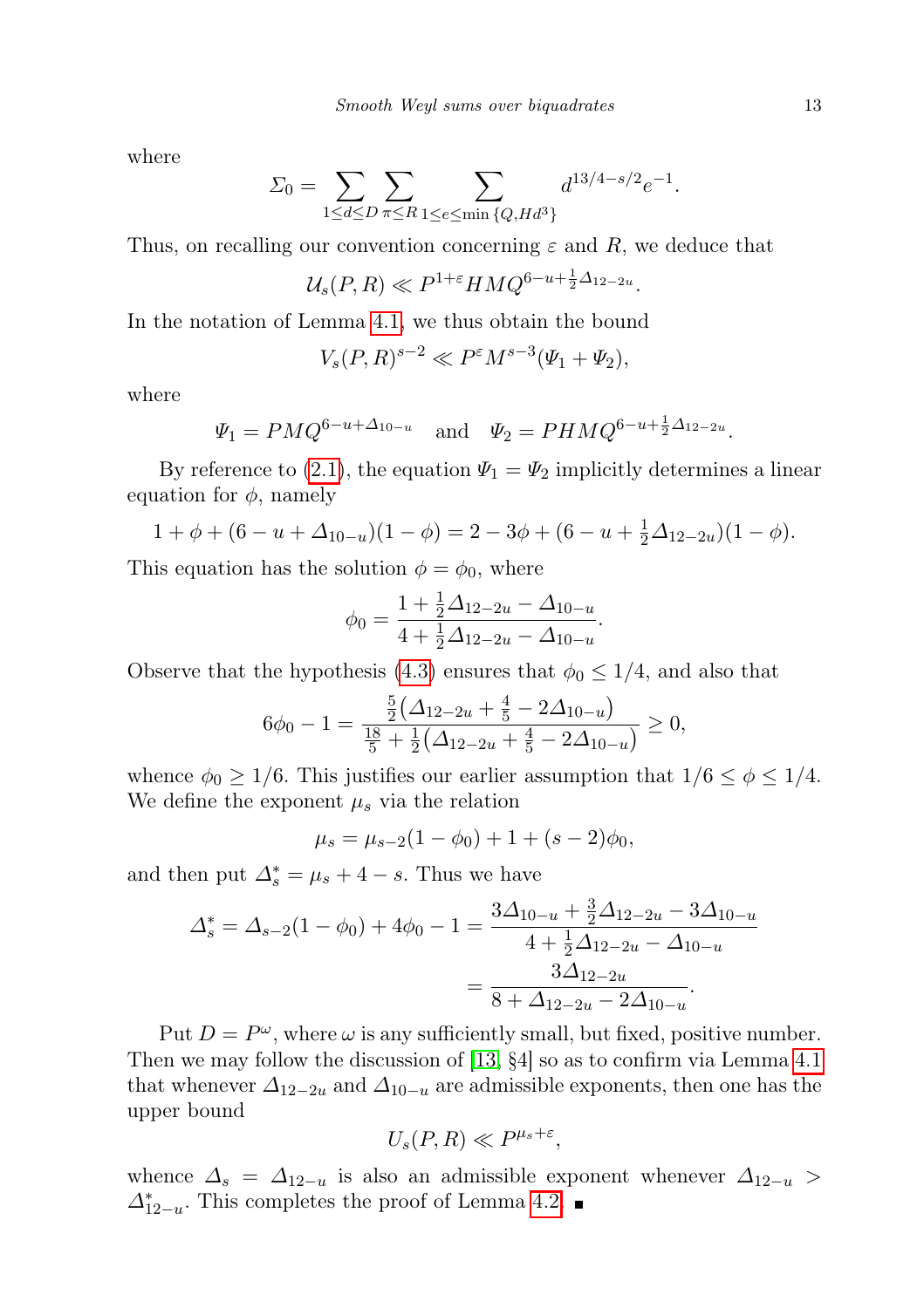where

$$\Sigma_0 = \sum_{1\le d\le D} \sum_{\pi \le R} \sum_{1\le e\le \min\{Q,Hd^3\}} d^{13/4-s/2} e^{-1}.$$

Thus, on recalling our convention concerning $\varepsilon$ and $R$, we deduce that

$$\mathcal{U}_s(P,R) \ll P^{1+\varepsilon} HMQ^{6-u+\frac{1}{2}\Delta_{12-2u}}.$$

In the notation of Lemma 4.1, we thus obtain the bound

$$V_s(P,R)^{s-2} \ll P^{\varepsilon} M^{s-3}(\Psi_1 + \Psi_2),$$

where

$$\Psi_1 = PMQ^{6-u+\Delta_{10-u}} \quad \text{and} \quad \Psi_2 = PHMQ^{6-u+\frac{1}{2}\Delta_{12-2u}}.$$

By reference to (2.1), the equation $\Psi_1 = \Psi_2$ implicitly determines a linear equation for $\phi$, namely

$$1 + \phi + (6 - u + \Delta_{10-u})(1-\phi) = 2 - 3\phi + (6 - u + \tfrac{1}{2}\Delta_{12-2u})(1-\phi).$$

This equation has the solution $\phi = \phi_0$, where

$$\phi_0 = \frac{1 + \frac{1}{2}\Delta_{12-2u} - \Delta_{10-u}}{4 + \frac{1}{2}\Delta_{12-2u} - \Delta_{10-u}}.$$

Observe that the hypothesis (4.3) ensures that $\phi_0 \le 1/4$, and also that

$$6\phi_0 - 1 = \frac{\frac{5}{2}\big(\Delta_{12-2u} + \frac{4}{5} - 2\Delta_{10-u}\big)}{\frac{18}{5} + \frac{1}{2}\big(\Delta_{12-2u} + \frac{4}{5} - 2\Delta_{10-u}\big)} \ge 0,$$

whence $\phi_0 \ge 1/6$. This justifies our earlier assumption that $1/6 \le \phi \le 1/4$. We define the exponent $\mu_s$ via the relation

$$\mu_s = \mu_{s-2}(1-\phi_0) + 1 + (s-2)\phi_0,$$

and then put $\Delta_s^* = \mu_s + 4 - s$. Thus we have

$$\begin{aligned}\Delta_s^* = \Delta_{s-2}(1-\phi_0) + 4\phi_0 - 1 &= \frac{3\Delta_{10-u} + \frac{3}{2}\Delta_{12-2u} - 3\Delta_{10-u}}{4 + \frac{1}{2}\Delta_{12-2u} - \Delta_{10-u}} \\ &= \frac{3\Delta_{12-2u}}{8 + \Delta_{12-2u} - 2\Delta_{10-u}}.\end{aligned}$$

Put $D = P^{\omega}$, where $\omega$ is any sufficiently small, but fixed, positive number. Then we may follow the discussion of [13, §4] so as to confirm via Lemma 4.1 that whenever $\Delta_{12-2u}$ and $\Delta_{10-u}$ are admissible exponents, then one has the upper bound

$$U_s(P,R) \ll P^{\mu_s+\varepsilon},$$

whence $\Delta_s = \Delta_{12-u}$ is also an admissible exponent whenever $\Delta_{12-u} > \Delta_{12-u}^*$. This completes the proof of Lemma 4.2. ∎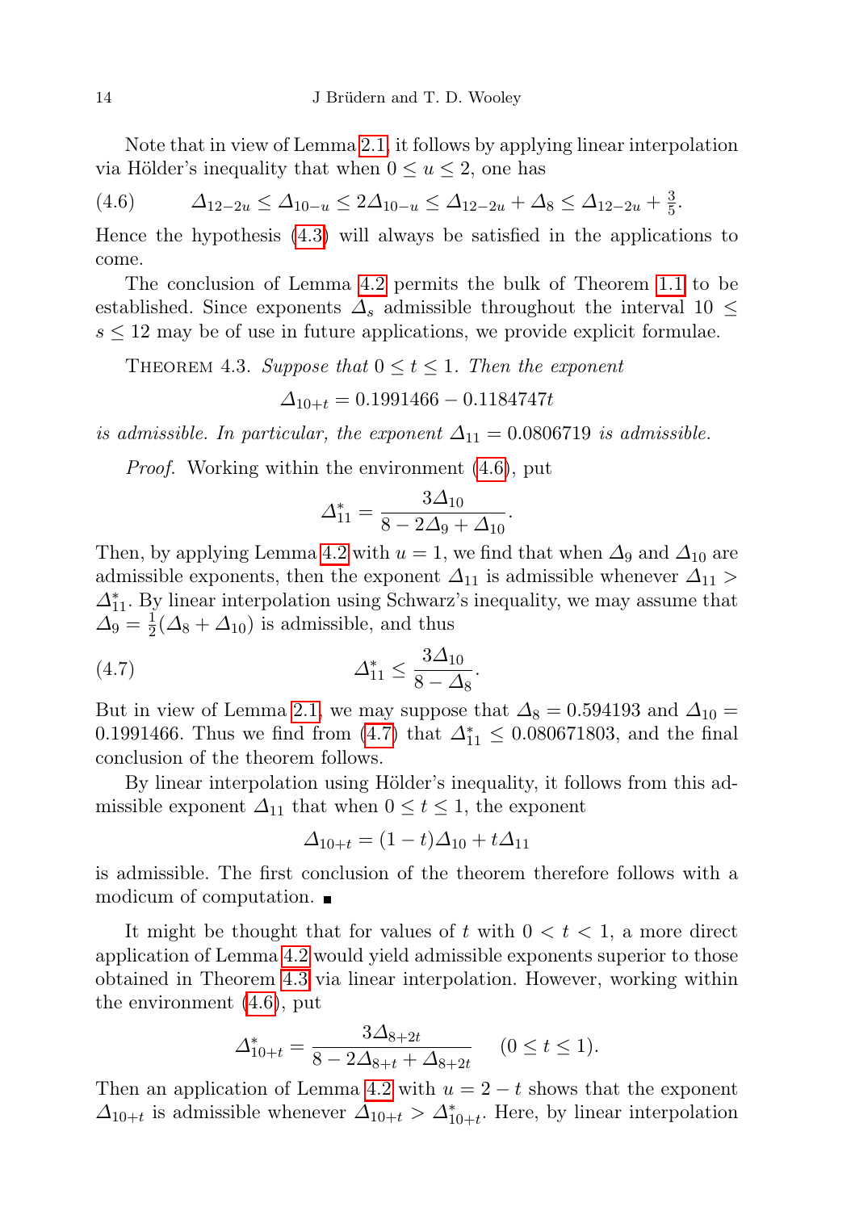Note that in view of Lemma 2.1, it follows by applying linear interpolation via Hölder's inequality that when $0 \le u \le 2$, one has

$$\Delta_{12-2u} \le \Delta_{10-u} \le 2\Delta_{10-u} \le \Delta_{12-2u} + \Delta_8 \le \Delta_{12-2u} + \tfrac{3}{5}. \tag{4.6}$$

Hence the hypothesis (4.3) will always be satisfied in the applications to come.

The conclusion of Lemma 4.2 permits the bulk of Theorem 1.1 to be established. Since exponents $\Delta_s$ admissible throughout the interval $10 \le s \le 12$ may be of use in future applications, we provide explicit formulae.

Theorem 4.3. *Suppose that $0 \le t \le 1$. Then the exponent*

$$\Delta_{10+t} = 0.1991466 - 0.1184747t$$

*is admissible. In particular, the exponent $\Delta_{11} = 0.0806719$ is admissible.*

*Proof.* Working within the environment (4.6), put

$$\Delta_{11}^* = \frac{3\Delta_{10}}{8 - 2\Delta_9 + \Delta_{10}}.$$

Then, by applying Lemma 4.2 with $u = 1$, we find that when $\Delta_9$ and $\Delta_{10}$ are admissible exponents, then the exponent $\Delta_{11}$ is admissible whenever $\Delta_{11} > \Delta_{11}^*$. By linear interpolation using Schwarz's inequality, we may assume that $\Delta_9 = \frac{1}{2}(\Delta_8 + \Delta_{10})$ is admissible, and thus

$$\Delta_{11}^* \le \frac{3\Delta_{10}}{8 - \Delta_8}. \tag{4.7}$$

But in view of Lemma 2.1, we may suppose that $\Delta_8 = 0.594193$ and $\Delta_{10} = 0.1991466$. Thus we find from (4.7) that $\Delta_{11}^* \le 0.080671803$, and the final conclusion of the theorem follows.

By linear interpolation using Hölder's inequality, it follows from this admissible exponent $\Delta_{11}$ that when $0 \le t \le 1$, the exponent

$$\Delta_{10+t} = (1-t)\Delta_{10} + t\Delta_{11}$$

is admissible. The first conclusion of the theorem therefore follows with a modicum of computation. ∎

It might be thought that for values of $t$ with $0 < t < 1$, a more direct application of Lemma 4.2 would yield admissible exponents superior to those obtained in Theorem 4.3 via linear interpolation. However, working within the environment (4.6), put

$$\Delta_{10+t}^* = \frac{3\Delta_{8+2t}}{8 - 2\Delta_{8+t} + \Delta_{8+2t}} \quad (0 \le t \le 1).$$

Then an application of Lemma 4.2 with $u = 2 - t$ shows that the exponent $\Delta_{10+t}$ is admissible whenever $\Delta_{10+t} > \Delta_{10+t}^*$. Here, by linear interpolation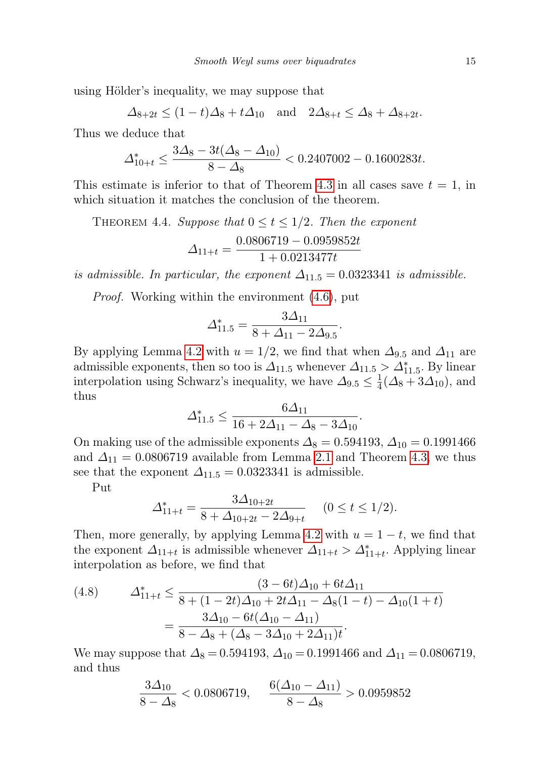using Hölder's inequality, we may suppose that

$$\Delta_{8+2t} \le (1-t)\Delta_8 + t\Delta_{10} \quad \text{and} \quad 2\Delta_{8+t} \le \Delta_8 + \Delta_{8+2t}.$$

Thus we deduce that

$$\Delta^*_{10+t} \le \frac{3\Delta_8 - 3t(\Delta_8 - \Delta_{10})}{8 - \Delta_8} < 0.2407002 - 0.1600283t.$$

This estimate is inferior to that of Theorem 4.3 in all cases save $t = 1$, in which situation it matches the conclusion of the theorem.

Theorem 4.4. *Suppose that $0 \le t \le 1/2$. Then the exponent*

$$\Delta_{11+t} = \frac{0.0806719 - 0.0959852t}{1 + 0.0213477t}$$

*is admissible. In particular, the exponent $\Delta_{11.5} = 0.0323341$ is admissible.*

*Proof.* Working within the environment (4.6), put

$$\Delta^*_{11.5} = \frac{3\Delta_{11}}{8 + \Delta_{11} - 2\Delta_{9.5}}.$$

By applying Lemma 4.2 with $u = 1/2$, we find that when $\Delta_{9.5}$ and $\Delta_{11}$ are admissible exponents, then so too is $\Delta_{11.5}$ whenever $\Delta_{11.5} > \Delta^*_{11.5}$. By linear interpolation using Schwarz's inequality, we have $\Delta_{9.5} \le \frac{1}{4}(\Delta_8 + 3\Delta_{10})$, and thus

$$\Delta^*_{11.5} \le \frac{6\Delta_{11}}{16 + 2\Delta_{11} - \Delta_8 - 3\Delta_{10}}.$$

On making use of the admissible exponents $\Delta_8 = 0.594193$, $\Delta_{10} = 0.1991466$ and $\Delta_{11} = 0.0806719$ available from Lemma 2.1 and Theorem 4.3, we thus see that the exponent $\Delta_{11.5} = 0.0323341$ is admissible.

Put

$$\Delta^*_{11+t} = \frac{3\Delta_{10+2t}}{8 + \Delta_{10+2t} - 2\Delta_{9+t}} \qquad (0 \le t \le 1/2).$$

Then, more generally, by applying Lemma 4.2 with $u = 1 - t$, we find that the exponent $\Delta_{11+t}$ is admissible whenever $\Delta_{11+t} > \Delta^*_{11+t}$. Applying linear interpolation as before, we find that

$$\tag{4.8} \begin{aligned} \Delta^*_{11+t} &\le \frac{(3-6t)\Delta_{10} + 6t\Delta_{11}}{8 + (1-2t)\Delta_{10} + 2t\Delta_{11} - \Delta_8(1-t) - \Delta_{10}(1+t)} \\ &= \frac{3\Delta_{10} - 6t(\Delta_{10} - \Delta_{11})}{8 - \Delta_8 + (\Delta_8 - 3\Delta_{10} + 2\Delta_{11})t}. \end{aligned}$$

We may suppose that $\Delta_8 = 0.594193$, $\Delta_{10} = 0.1991466$ and $\Delta_{11} = 0.0806719$, and thus

$$\frac{3\Delta_{10}}{8 - \Delta_8} < 0.0806719, \qquad \frac{6(\Delta_{10} - \Delta_{11})}{8 - \Delta_8} > 0.0959852$$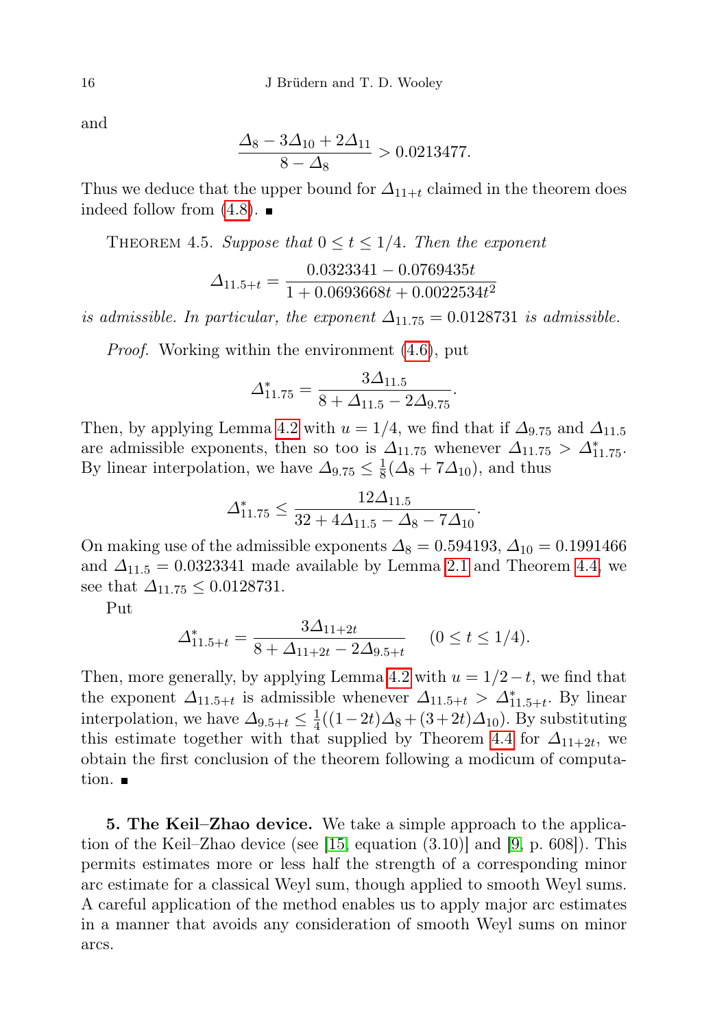and

$$\frac{\Delta_8 - 3\Delta_{10} + 2\Delta_{11}}{8 - \Delta_8} > 0.0213477.$$

Thus we deduce that the upper bound for $\Delta_{11+t}$ claimed in the theorem does indeed follow from (4.8). ■

Theorem 4.5. *Suppose that $0 \le t \le 1/4$. Then the exponent*

$$\Delta_{11.5+t} = \frac{0.0323341 - 0.0769435t}{1 + 0.0693668t + 0.0022534t^2}$$

*is admissible. In particular, the exponent $\Delta_{11.75} = 0.0128731$ is admissible.*

*Proof.* Working within the environment (4.6), put

$$\Delta^*_{11.75} = \frac{3\Delta_{11.5}}{8 + \Delta_{11.5} - 2\Delta_{9.75}}.$$

Then, by applying Lemma 4.2 with $u = 1/4$, we find that if $\Delta_{9.75}$ and $\Delta_{11.5}$ are admissible exponents, then so too is $\Delta_{11.75}$ whenever $\Delta_{11.75} > \Delta^*_{11.75}$. By linear interpolation, we have $\Delta_{9.75} \le \frac{1}{8}(\Delta_8 + 7\Delta_{10})$, and thus

$$\Delta^*_{11.75} \le \frac{12\Delta_{11.5}}{32 + 4\Delta_{11.5} - \Delta_8 - 7\Delta_{10}}.$$

On making use of the admissible exponents $\Delta_8 = 0.594193$, $\Delta_{10} = 0.1991466$ and $\Delta_{11.5} = 0.0323341$ made available by Lemma 2.1 and Theorem 4.4, we see that $\Delta_{11.75} \le 0.0128731$.

Put

$$\Delta^*_{11.5+t} = \frac{3\Delta_{11+2t}}{8 + \Delta_{11+2t} - 2\Delta_{9.5+t}} \quad (0 \le t \le 1/4).$$

Then, more generally, by applying Lemma 4.2 with $u = 1/2 - t$, we find that the exponent $\Delta_{11.5+t}$ is admissible whenever $\Delta_{11.5+t} > \Delta^*_{11.5+t}$. By linear interpolation, we have $\Delta_{9.5+t} \le \frac{1}{4}((1-2t)\Delta_8 + (3+2t)\Delta_{10})$. By substituting this estimate together with that supplied by Theorem 4.4 for $\Delta_{11+2t}$, we obtain the first conclusion of the theorem following a modicum of computation. ■

**5. The Keil–Zhao device.** We take a simple approach to the application of the Keil–Zhao device (see [15, equation (3.10)] and [9, p. 608]). This permits estimates more or less half the strength of a corresponding minor arc estimate for a classical Weyl sum, though applied to smooth Weyl sums. A careful application of the method enables us to apply major arc estimates in a manner that avoids any consideration of smooth Weyl sums on minor arcs.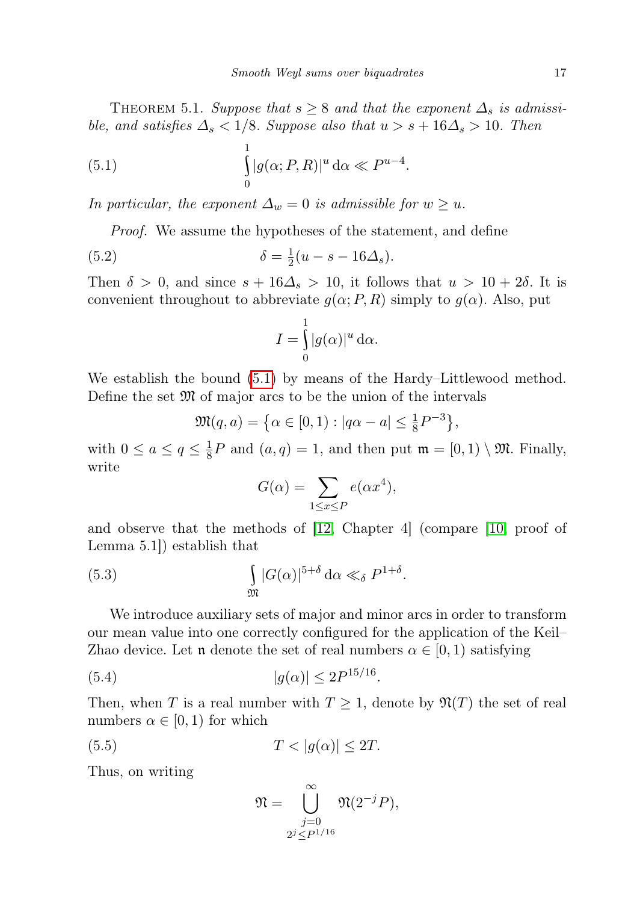THEOREM 5.1. *Suppose that $s \geq 8$ and that the exponent $\Delta_s$ is admissible, and satisfies $\Delta_s < 1/8$. Suppose also that $u > s + 16\Delta_s > 10$. Then*

$$\int_0^1 |g(\alpha; P, R)|^u \, d\alpha \ll P^{u-4}. \tag{5.1}$$

*In particular, the exponent $\Delta_w = 0$ is admissible for $w \geq u$.*

*Proof.* We assume the hypotheses of the statement, and define

$$\delta = \tfrac{1}{2}(u - s - 16\Delta_s). \tag{5.2}$$

Then $\delta > 0$, and since $s + 16\Delta_s > 10$, it follows that $u > 10 + 2\delta$. It is convenient throughout to abbreviate $g(\alpha; P, R)$ simply to $g(\alpha)$. Also, put

$$I = \int_0^1 |g(\alpha)|^u \, d\alpha.$$

We establish the bound (5.1) by means of the Hardy–Littlewood method. Define the set $\mathfrak{M}$ of major arcs to be the union of the intervals

$$\mathfrak{M}(q,a) = \left\{ \alpha \in [0,1) : |q\alpha - a| \leq \tfrac{1}{8} P^{-3} \right\},$$

with $0 \leq a \leq q \leq \frac{1}{8}P$ and $(a,q) = 1$, and then put $\mathfrak{m} = [0,1) \setminus \mathfrak{M}$. Finally, write

$$G(\alpha) = \sum_{1 \leq x \leq P} e(\alpha x^4),$$

and observe that the methods of [12, Chapter 4] (compare [10, proof of Lemma 5.1]) establish that

$$\int_{\mathfrak{M}} |G(\alpha)|^{5+\delta} \, d\alpha \ll_\delta P^{1+\delta}. \tag{5.3}$$

We introduce auxiliary sets of major and minor arcs in order to transform our mean value into one correctly configured for the application of the Keil–Zhao device. Let $\mathfrak{n}$ denote the set of real numbers $\alpha \in [0,1)$ satisfying

$$|g(\alpha)| \leq 2P^{15/16}. \tag{5.4}$$

Then, when $T$ is a real number with $T \geq 1$, denote by $\mathfrak{N}(T)$ the set of real numbers $\alpha \in [0,1)$ for which

$$T < |g(\alpha)| \leq 2T. \tag{5.5}$$

Thus, on writing

$$\mathfrak{N} = \bigcup_{\substack{j=0 \\ 2^j \leq P^{1/16}}}^{\infty} \mathfrak{N}(2^{-j}P),$$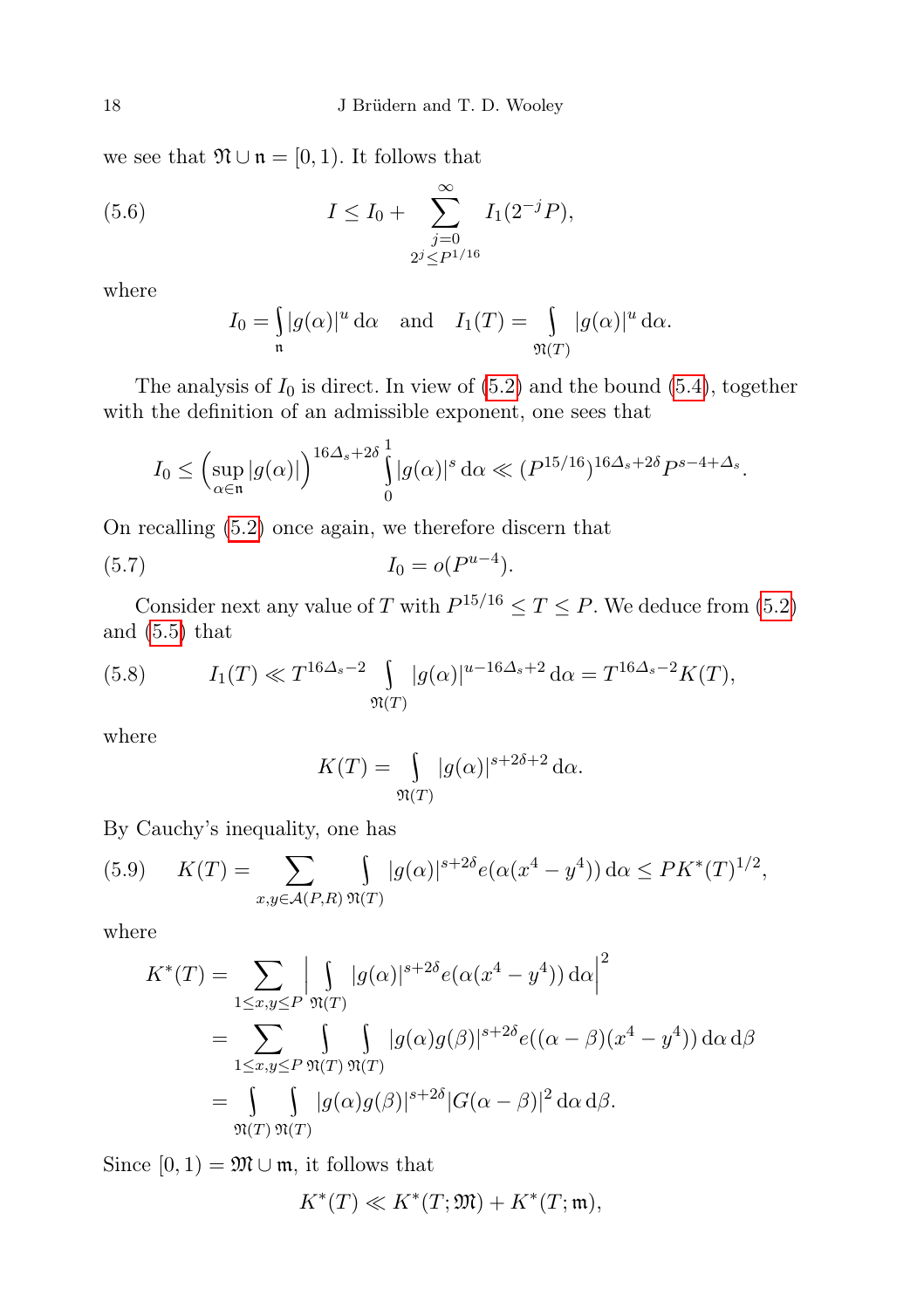we see that $\mathfrak{N} \cup \mathfrak{n} = [0,1)$. It follows that

$$I \leq I_0 + \sum_{\substack{j=0 \\ 2^j \leq P^{1/16}}}^{\infty} I_1(2^{-j}P), \tag{5.6}$$

where

$$I_0 = \int_{\mathfrak{n}} |g(\alpha)|^u \, \mathrm{d}\alpha \quad \text{and} \quad I_1(T) = \int_{\mathfrak{N}(T)} |g(\alpha)|^u \, \mathrm{d}\alpha.$$

The analysis of $I_0$ is direct. In view of (5.2) and the bound (5.4), together with the definition of an admissible exponent, one sees that

$$I_0 \leq \Big( \sup_{\alpha \in \mathfrak{n}} |g(\alpha)| \Big)^{16\Delta_s + 2\delta} \int_0^1 |g(\alpha)|^s \, \mathrm{d}\alpha \ll (P^{15/16})^{16\Delta_s + 2\delta} P^{s-4+\Delta_s}.$$

On recalling (5.2) once again, we therefore discern that

$$I_0 = o(P^{u-4}). \tag{5.7}$$

Consider next any value of $T$ with $P^{15/16} \leq T \leq P$. We deduce from (5.2) and (5.5) that

$$I_1(T) \ll T^{16\Delta_s - 2} \int_{\mathfrak{N}(T)} |g(\alpha)|^{u - 16\Delta_s + 2} \, \mathrm{d}\alpha = T^{16\Delta_s - 2} K(T), \tag{5.8}$$

where

$$K(T) = \int_{\mathfrak{N}(T)} |g(\alpha)|^{s + 2\delta + 2} \, \mathrm{d}\alpha.$$

By Cauchy's inequality, one has

$$K(T) = \sum_{x,y \in \mathcal{A}(P,R)} \int_{\mathfrak{N}(T)} |g(\alpha)|^{s+2\delta} e(\alpha(x^4 - y^4)) \, \mathrm{d}\alpha \leq P K^*(T)^{1/2}, \tag{5.9}$$

where

$$\begin{aligned}
K^*(T) &= \sum_{1 \leq x,y \leq P} \Big| \int_{\mathfrak{N}(T)} |g(\alpha)|^{s+2\delta} e(\alpha(x^4 - y^4)) \, \mathrm{d}\alpha \Big|^2 \\
&= \sum_{1 \leq x,y \leq P} \int_{\mathfrak{N}(T)} \int_{\mathfrak{N}(T)} |g(\alpha) g(\beta)|^{s+2\delta} e((\alpha - \beta)(x^4 - y^4)) \, \mathrm{d}\alpha \, \mathrm{d}\beta \\
&= \int_{\mathfrak{N}(T)} \int_{\mathfrak{N}(T)} |g(\alpha) g(\beta)|^{s+2\delta} |G(\alpha - \beta)|^2 \, \mathrm{d}\alpha \, \mathrm{d}\beta.
\end{aligned}$$

Since $[0,1) = \mathfrak{M} \cup \mathfrak{m}$, it follows that

$$K^*(T) \ll K^*(T; \mathfrak{M}) + K^*(T; \mathfrak{m}),$$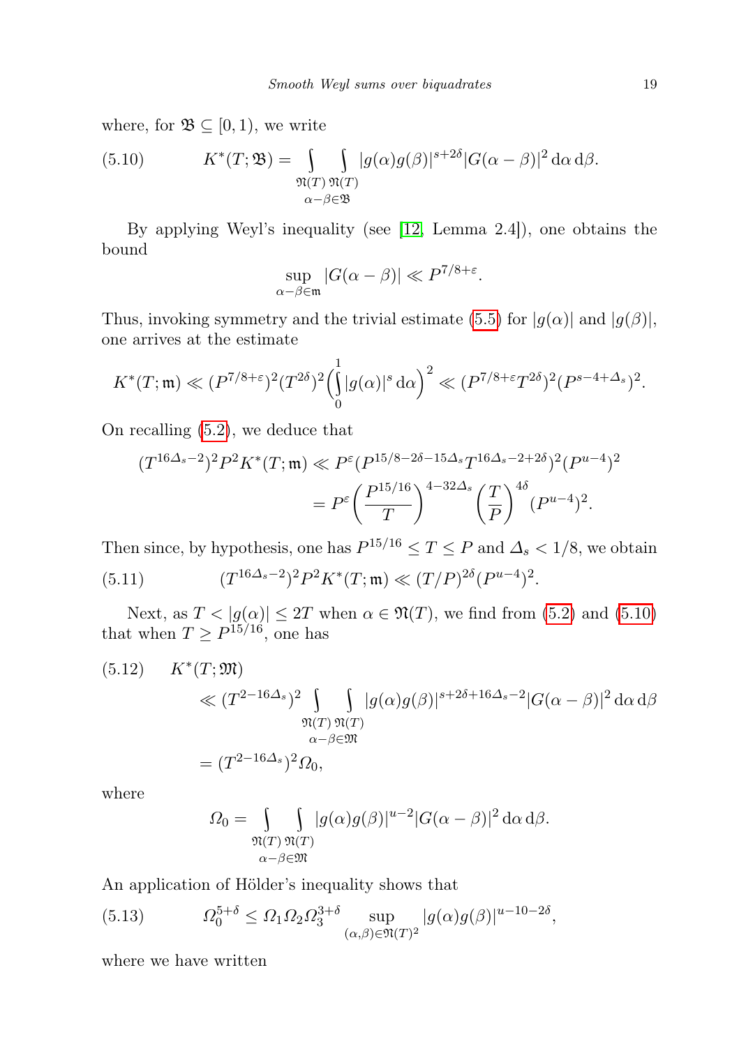where, for $\mathfrak{B} \subseteq [0,1)$, we write

$$K^*(T;\mathfrak{B}) = \int\limits_{\mathfrak{N}(T)} \int\limits_{\substack{\mathfrak{N}(T) \\ \alpha-\beta\in\mathfrak{B}}} |g(\alpha)g(\beta)|^{s+2\delta}|G(\alpha-\beta)|^2 \,\mathrm{d}\alpha\,\mathrm{d}\beta. \tag{5.10}$$

By applying Weyl's inequality (see [12, Lemma 2.4]), one obtains the bound

$$\sup_{\alpha-\beta\in\mathfrak{m}} |G(\alpha-\beta)| \ll P^{7/8+\varepsilon}.$$

Thus, invoking symmetry and the trivial estimate (5.5) for $|g(\alpha)|$ and $|g(\beta)|$, one arrives at the estimate

$$K^*(T;\mathfrak{m}) \ll (P^{7/8+\varepsilon})^2(T^{2\delta})^2\Big(\int_0^1 |g(\alpha)|^s\,\mathrm{d}\alpha\Big)^2 \ll (P^{7/8+\varepsilon}T^{2\delta})^2(P^{s-4+\Delta_s})^2.$$

On recalling (5.2), we deduce that

$$\begin{aligned}(T^{16\Delta_s-2})^2P^2K^*(T;\mathfrak{m}) &\ll P^\varepsilon(P^{15/8-2\delta-15\Delta_s}T^{16\Delta_s-2+2\delta})^2(P^{u-4})^2 \\ &= P^\varepsilon\Big(\frac{P^{15/16}}{T}\Big)^{4-32\Delta_s}\Big(\frac{T}{P}\Big)^{4\delta}(P^{u-4})^2.\end{aligned}$$

Then since, by hypothesis, one has $P^{15/16} \le T \le P$ and $\Delta_s < 1/8$, we obtain

$$(T^{16\Delta_s-2})^2P^2K^*(T;\mathfrak{m}) \ll (T/P)^{2\delta}(P^{u-4})^2. \tag{5.11}$$

Next, as $T < |g(\alpha)| \le 2T$ when $\alpha \in \mathfrak{N}(T)$, we find from (5.2) and (5.10) that when $T \ge P^{15/16}$, one has

$$\begin{aligned}K^*(T;\mathfrak{M}) &\ll (T^{2-16\Delta_s})^2 \int\limits_{\mathfrak{N}(T)} \int\limits_{\substack{\mathfrak{N}(T) \\ \alpha-\beta\in\mathfrak{M}}} |g(\alpha)g(\beta)|^{s+2\delta+16\Delta_s-2}|G(\alpha-\beta)|^2\,\mathrm{d}\alpha\,\mathrm{d}\beta \\ &= (T^{2-16\Delta_s})^2\Omega_0,\end{aligned} \tag{5.12}$$

where

$$\Omega_0 = \int\limits_{\mathfrak{N}(T)} \int\limits_{\substack{\mathfrak{N}(T) \\ \alpha-\beta\in\mathfrak{M}}} |g(\alpha)g(\beta)|^{u-2}|G(\alpha-\beta)|^2\,\mathrm{d}\alpha\,\mathrm{d}\beta.$$

An application of Hölder's inequality shows that

$$\Omega_0^{5+\delta} \le \Omega_1\Omega_2\Omega_3^{3+\delta} \sup_{(\alpha,\beta)\in\mathfrak{N}(T)^2} |g(\alpha)g(\beta)|^{u-10-2\delta}, \tag{5.13}$$

where we have written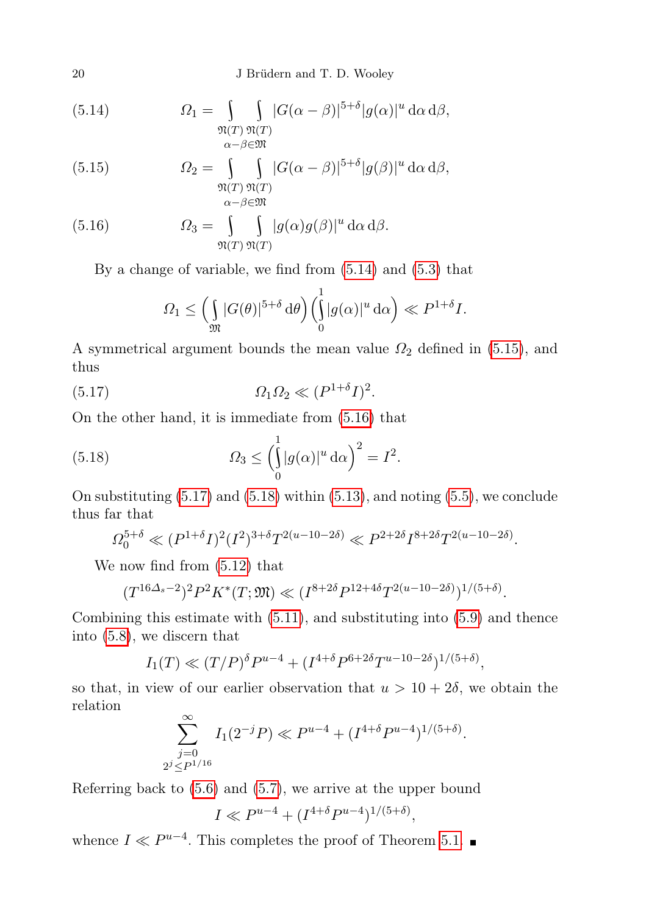$$\Omega_1 = \int_{\mathfrak{N}(T)} \int_{\substack{\mathfrak{N}(T) \\ \alpha-\beta\in\mathfrak{M}}} |G(\alpha-\beta)|^{5+\delta} |g(\alpha)|^u \,\mathrm{d}\alpha\,\mathrm{d}\beta, \tag{5.14}$$

$$\Omega_2 = \int_{\mathfrak{N}(T)} \int_{\substack{\mathfrak{N}(T) \\ \alpha-\beta\in\mathfrak{M}}} |G(\alpha-\beta)|^{5+\delta} |g(\beta)|^u \,\mathrm{d}\alpha\,\mathrm{d}\beta, \tag{5.15}$$

$$\Omega_3 = \int_{\mathfrak{N}(T)} \int_{\mathfrak{N}(T)} |g(\alpha)g(\beta)|^u \,\mathrm{d}\alpha\,\mathrm{d}\beta. \tag{5.16}$$

By a change of variable, we find from (5.14) and (5.3) that

$$\Omega_1 \le \Big( \int_{\mathfrak{M}} |G(\theta)|^{5+\delta}\,\mathrm{d}\theta \Big) \Big( \int_0^1 |g(\alpha)|^u \,\mathrm{d}\alpha \Big) \ll P^{1+\delta} I.$$

A symmetrical argument bounds the mean value $\Omega_2$ defined in (5.15), and thus

$$\Omega_1\Omega_2 \ll (P^{1+\delta} I)^2. \tag{5.17}$$

On the other hand, it is immediate from (5.16) that

$$\Omega_3 \le \Big( \int_0^1 |g(\alpha)|^u \,\mathrm{d}\alpha \Big)^2 = I^2. \tag{5.18}$$

On substituting (5.17) and (5.18) within (5.13), and noting (5.5), we conclude thus far that

$$\Omega_0^{5+\delta} \ll (P^{1+\delta} I)^2 (I^2)^{3+\delta} T^{2(u-10-2\delta)} \ll P^{2+2\delta} I^{8+2\delta} T^{2(u-10-2\delta)}.$$

We now find from (5.12) that

$$(T^{16\Delta_s-2})^2 P^2 K^*(T;\mathfrak{M}) \ll (I^{8+2\delta} P^{12+4\delta} T^{2(u-10-2\delta)})^{1/(5+\delta)}.$$

Combining this estimate with (5.11), and substituting into (5.9) and thence into (5.8), we discern that

$$I_1(T) \ll (T/P)^\delta P^{u-4} + (I^{4+\delta} P^{6+2\delta} T^{u-10-2\delta})^{1/(5+\delta)},$$

so that, in view of our earlier observation that $u > 10 + 2\delta$, we obtain the relation

$$\sum_{\substack{j=0 \\ 2^j \le P^{1/16}}}^{\infty} I_1(2^{-j}P) \ll P^{u-4} + (I^{4+\delta} P^{u-4})^{1/(5+\delta)}.$$

Referring back to (5.6) and (5.7), we arrive at the upper bound

$$I \ll P^{u-4} + (I^{4+\delta} P^{u-4})^{1/(5+\delta)},$$

whence $I \ll P^{u-4}$. This completes the proof of Theorem 5.1. ∎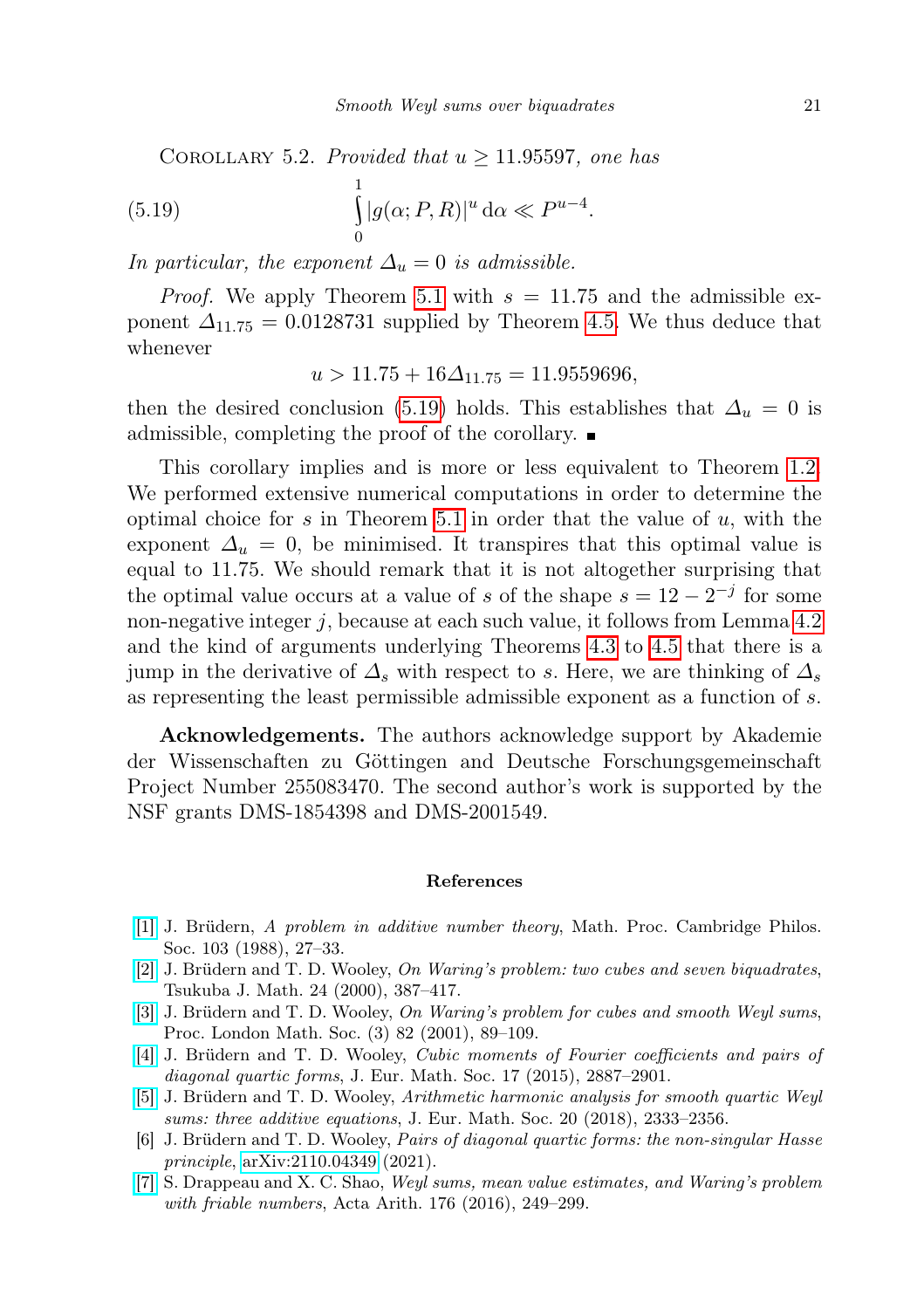Corollary 5.2. *Provided that* $u \geq 11.95597$, *one has*

$$\int_0^1 |g(\alpha; P, R)|^u \, d\alpha \ll P^{u-4}. \tag{5.19}$$

*In particular, the exponent* $\Delta_u = 0$ *is admissible.*

*Proof.* We apply Theorem 5.1 with $s = 11.75$ and the admissible exponent $\Delta_{11.75} = 0.0128731$ supplied by Theorem 4.5. We thus deduce that whenever

$$u > 11.75 + 16\Delta_{11.75} = 11.9559696,$$

then the desired conclusion (5.19) holds. This establishes that $\Delta_u = 0$ is admissible, completing the proof of the corollary. ∎

This corollary implies and is more or less equivalent to Theorem 1.2. We performed extensive numerical computations in order to determine the optimal choice for $s$ in Theorem 5.1 in order that the value of $u$, with the exponent $\Delta_u = 0$, be minimised. It transpires that this optimal value is equal to 11.75. We should remark that it is not altogether surprising that the optimal value occurs at a value of $s$ of the shape $s = 12 - 2^{-j}$ for some non-negative integer $j$, because at each such value, it follows from Lemma 4.2 and the kind of arguments underlying Theorems 4.3 to 4.5 that there is a jump in the derivative of $\Delta_s$ with respect to $s$. Here, we are thinking of $\Delta_s$ as representing the least permissible admissible exponent as a function of $s$.

**Acknowledgements.** The authors acknowledge support by Akademie der Wissenschaften zu Göttingen and Deutsche Forschungsgemeinschaft Project Number 255083470. The second author's work is supported by the NSF grants DMS-1854398 and DMS-2001549.

## References

[1] J. Brüdern, *A problem in additive number theory*, Math. Proc. Cambridge Philos. Soc. 103 (1988), 27–33.

[2] J. Brüdern and T. D. Wooley, *On Waring's problem: two cubes and seven biquadrates*, Tsukuba J. Math. 24 (2000), 387–417.

[3] J. Brüdern and T. D. Wooley, *On Waring's problem for cubes and smooth Weyl sums*, Proc. London Math. Soc. (3) 82 (2001), 89–109.

[4] J. Brüdern and T. D. Wooley, *Cubic moments of Fourier coefficients and pairs of diagonal quartic forms*, J. Eur. Math. Soc. 17 (2015), 2887–2901.

[5] J. Brüdern and T. D. Wooley, *Arithmetic harmonic analysis for smooth quartic Weyl sums: three additive equations*, J. Eur. Math. Soc. 20 (2018), 2333–2356.

[6] J. Brüdern and T. D. Wooley, *Pairs of diagonal quartic forms: the non-singular Hasse principle*, arXiv:2110.04349 (2021).

[7] S. Drappeau and X. C. Shao, *Weyl sums, mean value estimates, and Waring's problem with friable numbers*, Acta Arith. 176 (2016), 249–299.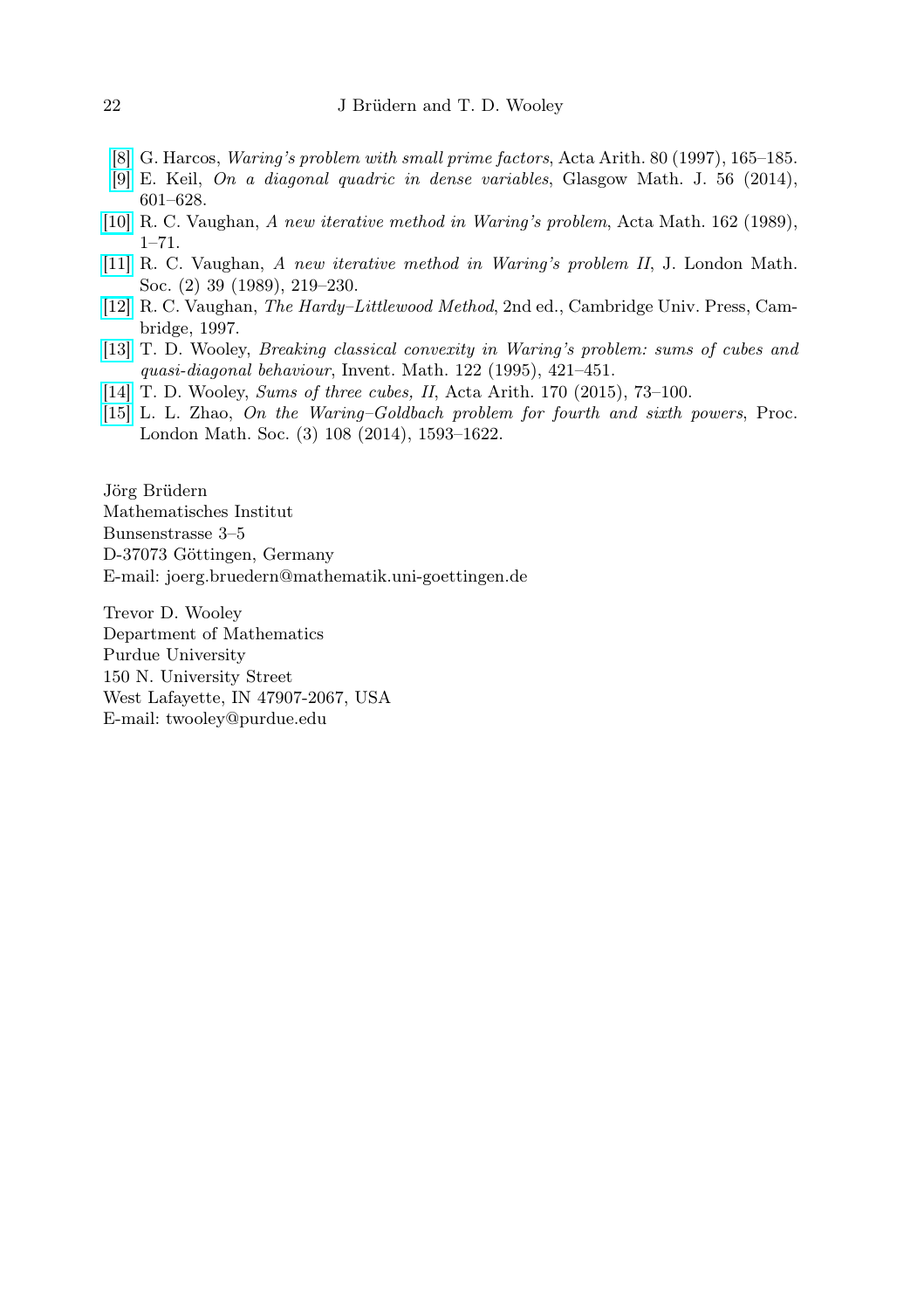[8] G. Harcos, *Waring's problem with small prime factors*, Acta Arith. 80 (1997), 165–185.

[9] E. Keil, *On a diagonal quadric in dense variables*, Glasgow Math. J. 56 (2014), 601–628.

[10] R. C. Vaughan, *A new iterative method in Waring's problem*, Acta Math. 162 (1989), 1–71.

[11] R. C. Vaughan, *A new iterative method in Waring's problem II*, J. London Math. Soc. (2) 39 (1989), 219–230.

[12] R. C. Vaughan, *The Hardy–Littlewood Method*, 2nd ed., Cambridge Univ. Press, Cambridge, 1997.

[13] T. D. Wooley, *Breaking classical convexity in Waring's problem: sums of cubes and quasi-diagonal behaviour*, Invent. Math. 122 (1995), 421–451.

[14] T. D. Wooley, *Sums of three cubes, II*, Acta Arith. 170 (2015), 73–100.

[15] L. L. Zhao, *On the Waring–Goldbach problem for fourth and sixth powers*, Proc. London Math. Soc. (3) 108 (2014), 1593–1622.

Jörg Brüdern
Mathematisches Institut
Bunsenstrasse 3–5
D-37073 Göttingen, Germany
E-mail: joerg.bruedern@mathematik.uni-goettingen.de

Trevor D. Wooley
Department of Mathematics
Purdue University
150 N. University Street
West Lafayette, IN 47907-2067, USA
E-mail: twooley@purdue.edu